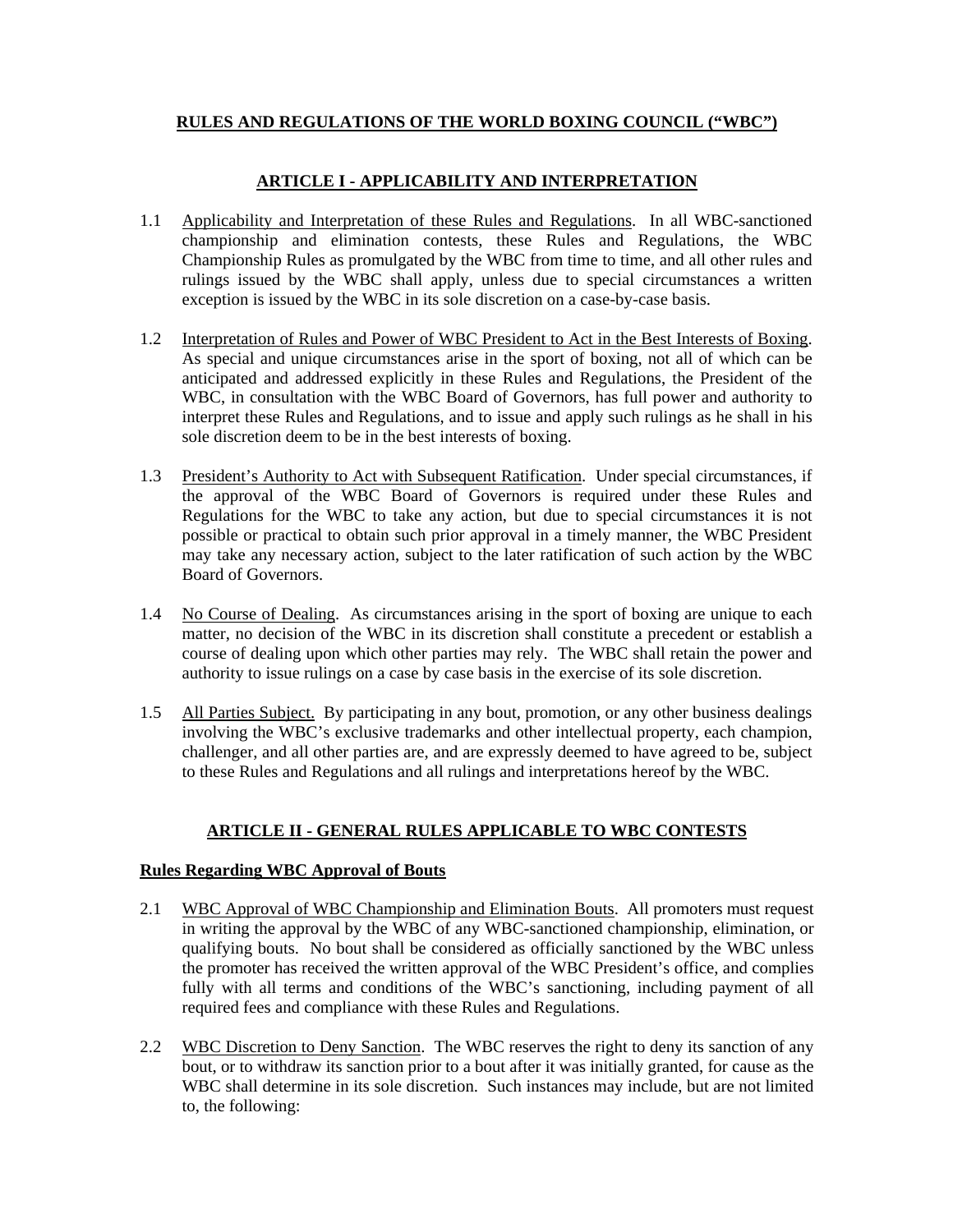# RULES AND REGULATIONS OF THE WORLD BOXING COUNCIL ("WBC")

## ARTICLE I - APPLICABILITY AND INTERPRETATION

1.1 Applicability and Interpretation of these Rules and Regulations. In all WBC-sanctioned championship and elimination contests, these Rules and Regulations, the WBC Championship Rules as promulgated by the WBC from time to time, and all other rules and rulings issued by the WBC shall apply, unless due to special circumstances a written exception is issued by the WBC in its sole discretion on a case-by-case basis.

1.2 Interpretation of Rules and Power of WBC President to Act in the Best Interests of Boxing. As special and unique circumstances arise in the sport of boxing, not all of which can be anticipated and addressed explicitly in these Rules and Regulations, the President of the WBC, in consultation with the WBC Board of Governors, has full power and authority to interpret these Rules and Regulations, and to issue and apply such rulings as he shall in his sole discretion deem to be in the best interests of boxing.

1.3 President's Authority to Act with Subsequent Ratification. Under special circumstances, if the approval of the WBC Board of Governors is required under these Rules and Regulations for the WBC to take any action, but due to special circumstances it is not possible or practical to obtain such prior approval in a timely manner, the WBC President may take any necessary action, subject to the later ratification of such action by the WBC Board of Governors.

1.4 No Course of Dealing. As circumstances arising in the sport of boxing are unique to each matter, no decision of the WBC in its discretion shall constitute a precedent or establish a course of dealing upon which other parties may rely. The WBC shall retain the power and authority to issue rulings on a case by case basis in the exercise of its sole discretion.

1.5 All Parties Subject. By participating in any bout, promotion, or any other business dealings involving the WBC's exclusive trademarks and other intellectual property, each champion, challenger, and all other parties are, and are expressly deemed to have agreed to be, subject to these Rules and Regulations and all rulings and interpretations hereof by the WBC.

## ARTICLE II - GENERAL RULES APPLICABLE TO WBC CONTESTS

### Rules Regarding WBC Approval of Bouts

2.1 WBC Approval of WBC Championship and Elimination Bouts. All promoters must request in writing the approval by the WBC of any WBC-sanctioned championship, elimination, or qualifying bouts. No bout shall be considered as officially sanctioned by the WBC unless the promoter has received the written approval of the WBC President's office, and complies fully with all terms and conditions of the WBC's sanctioning, including payment of all required fees and compliance with these Rules and Regulations.

2.2 WBC Discretion to Deny Sanction. The WBC reserves the right to deny its sanction of any bout, or to withdraw its sanction prior to a bout after it was initially granted, for cause as the WBC shall determine in its sole discretion. Such instances may include, but are not limited to, the following: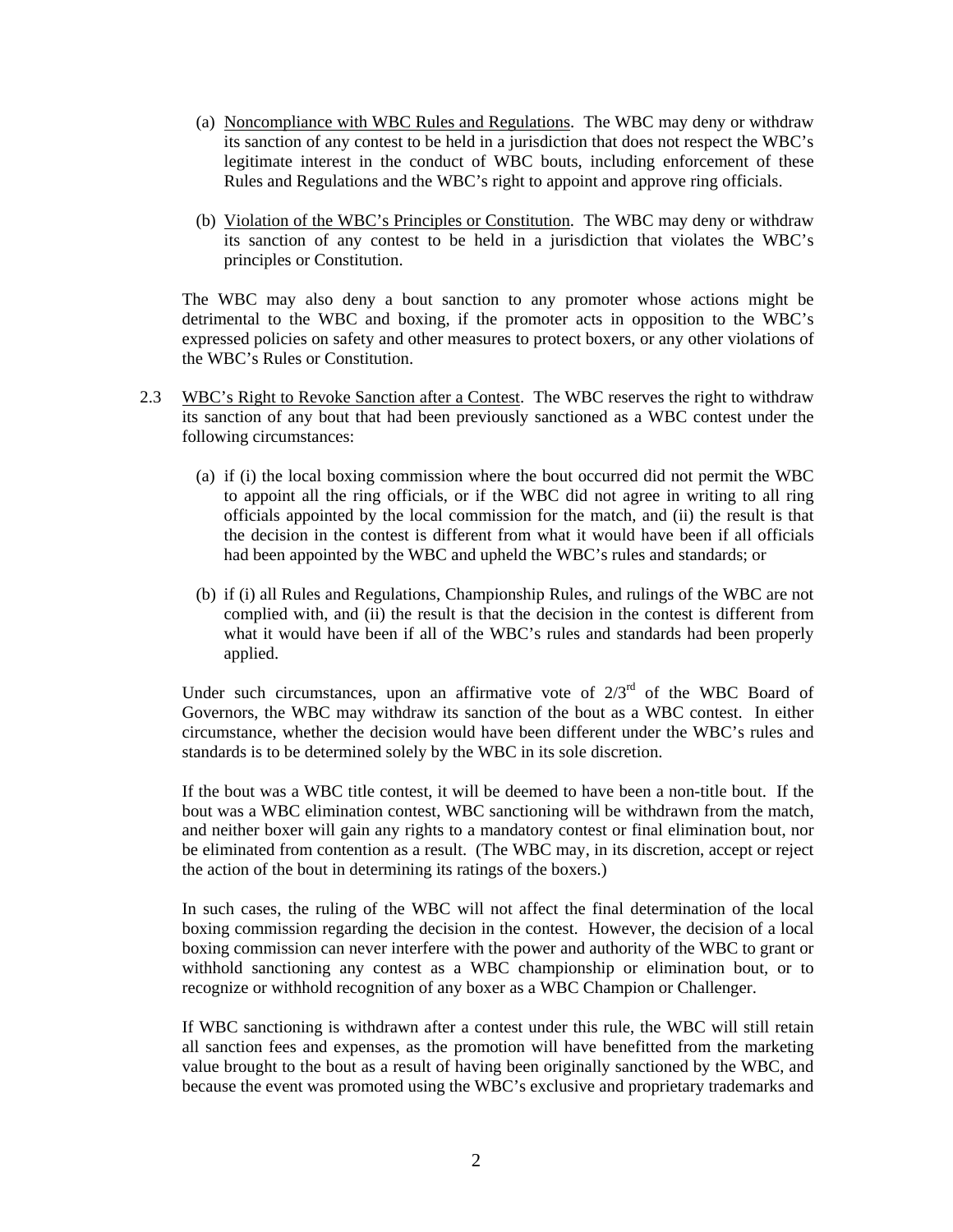(a) Noncompliance with WBC Rules and Regulations. The WBC may deny or withdraw its sanction of any contest to be held in a jurisdiction that does not respect the WBC's legitimate interest in the conduct of WBC bouts, including enforcement of these Rules and Regulations and the WBC's right to appoint and approve ring officials.

(b) Violation of the WBC's Principles or Constitution. The WBC may deny or withdraw its sanction of any contest to be held in a jurisdiction that violates the WBC's principles or Constitution.

The WBC may also deny a bout sanction to any promoter whose actions might be detrimental to the WBC and boxing, if the promoter acts in opposition to the WBC's expressed policies on safety and other measures to protect boxers, or any other violations of the WBC's Rules or Constitution.

2.3 WBC's Right to Revoke Sanction after a Contest. The WBC reserves the right to withdraw its sanction of any bout that had been previously sanctioned as a WBC contest under the following circumstances:

(a) if (i) the local boxing commission where the bout occurred did not permit the WBC to appoint all the ring officials, or if the WBC did not agree in writing to all ring officials appointed by the local commission for the match, and (ii) the result is that the decision in the contest is different from what it would have been if all officials had been appointed by the WBC and upheld the WBC's rules and standards; or

(b) if (i) all Rules and Regulations, Championship Rules, and rulings of the WBC are not complied with, and (ii) the result is that the decision in the contest is different from what it would have been if all of the WBC's rules and standards had been properly applied.

Under such circumstances, upon an affirmative vote of 2/3rd of the WBC Board of Governors, the WBC may withdraw its sanction of the bout as a WBC contest. In either circumstance, whether the decision would have been different under the WBC's rules and standards is to be determined solely by the WBC in its sole discretion.

If the bout was a WBC title contest, it will be deemed to have been a non-title bout. If the bout was a WBC elimination contest, WBC sanctioning will be withdrawn from the match, and neither boxer will gain any rights to a mandatory contest or final elimination bout, nor be eliminated from contention as a result. (The WBC may, in its discretion, accept or reject the action of the bout in determining its ratings of the boxers.)

In such cases, the ruling of the WBC will not affect the final determination of the local boxing commission regarding the decision in the contest. However, the decision of a local boxing commission can never interfere with the power and authority of the WBC to grant or withhold sanctioning any contest as a WBC championship or elimination bout, or to recognize or withhold recognition of any boxer as a WBC Champion or Challenger.

If WBC sanctioning is withdrawn after a contest under this rule, the WBC will still retain all sanction fees and expenses, as the promotion will have benefitted from the marketing value brought to the bout as a result of having been originally sanctioned by the WBC, and because the event was promoted using the WBC's exclusive and proprietary trademarks and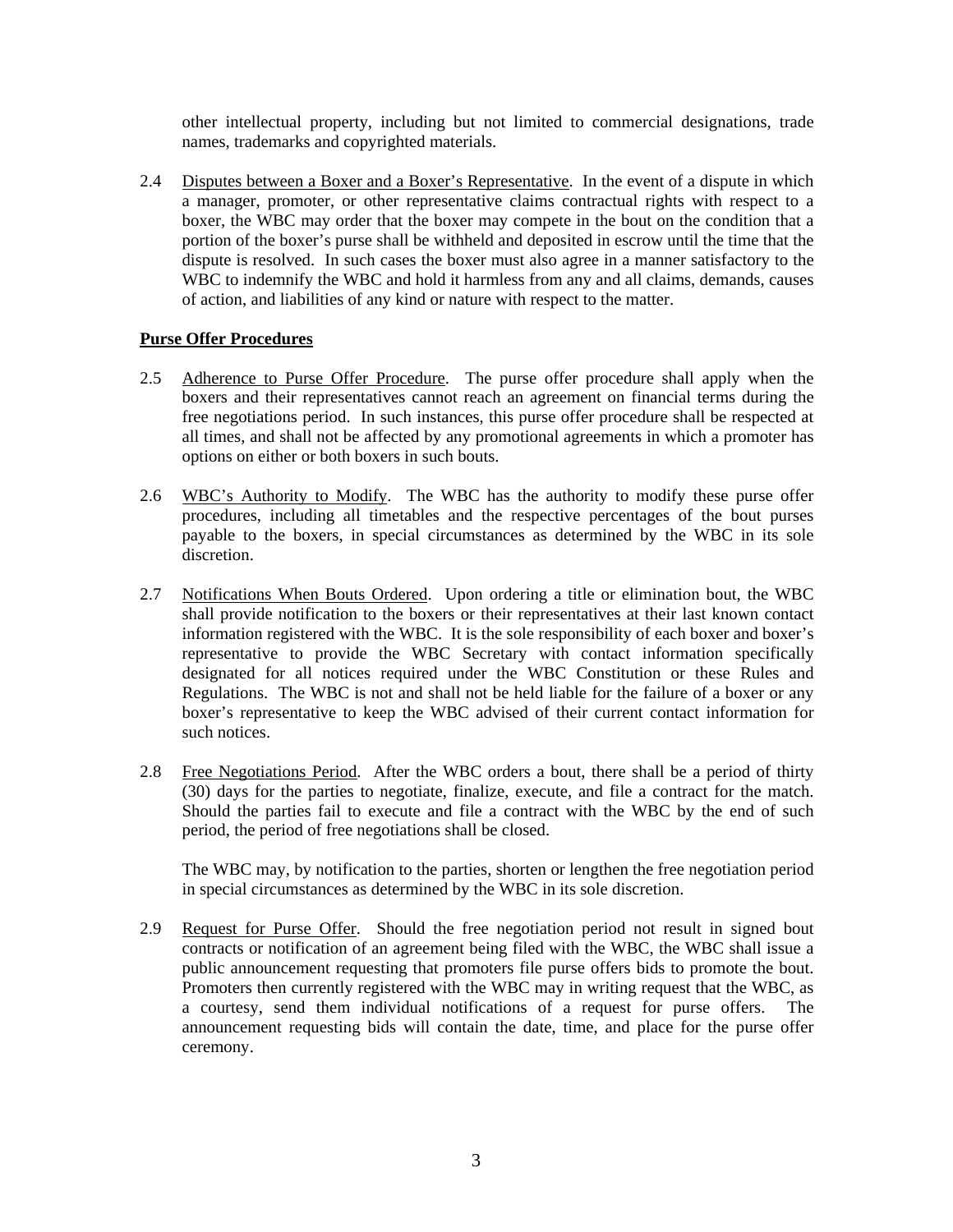other intellectual property, including but not limited to commercial designations, trade names, trademarks and copyrighted materials.

2.4 Disputes between a Boxer and a Boxer's Representative. In the event of a dispute in which a manager, promoter, or other representative claims contractual rights with respect to a boxer, the WBC may order that the boxer may compete in the bout on the condition that a portion of the boxer's purse shall be withheld and deposited in escrow until the time that the dispute is resolved. In such cases the boxer must also agree in a manner satisfactory to the WBC to indemnify the WBC and hold it harmless from any and all claims, demands, causes of action, and liabilities of any kind or nature with respect to the matter.

**Purse Offer Procedures**

2.5 Adherence to Purse Offer Procedure. The purse offer procedure shall apply when the boxers and their representatives cannot reach an agreement on financial terms during the free negotiations period. In such instances, this purse offer procedure shall be respected at all times, and shall not be affected by any promotional agreements in which a promoter has options on either or both boxers in such bouts.

2.6 WBC's Authority to Modify. The WBC has the authority to modify these purse offer procedures, including all timetables and the respective percentages of the bout purses payable to the boxers, in special circumstances as determined by the WBC in its sole discretion.

2.7 Notifications When Bouts Ordered. Upon ordering a title or elimination bout, the WBC shall provide notification to the boxers or their representatives at their last known contact information registered with the WBC. It is the sole responsibility of each boxer and boxer's representative to provide the WBC Secretary with contact information specifically designated for all notices required under the WBC Constitution or these Rules and Regulations. The WBC is not and shall not be held liable for the failure of a boxer or any boxer's representative to keep the WBC advised of their current contact information for such notices.

2.8 Free Negotiations Period. After the WBC orders a bout, there shall be a period of thirty (30) days for the parties to negotiate, finalize, execute, and file a contract for the match. Should the parties fail to execute and file a contract with the WBC by the end of such period, the period of free negotiations shall be closed.

The WBC may, by notification to the parties, shorten or lengthen the free negotiation period in special circumstances as determined by the WBC in its sole discretion.

2.9 Request for Purse Offer. Should the free negotiation period not result in signed bout contracts or notification of an agreement being filed with the WBC, the WBC shall issue a public announcement requesting that promoters file purse offers bids to promote the bout. Promoters then currently registered with the WBC may in writing request that the WBC, as a courtesy, send them individual notifications of a request for purse offers. The announcement requesting bids will contain the date, time, and place for the purse offer ceremony.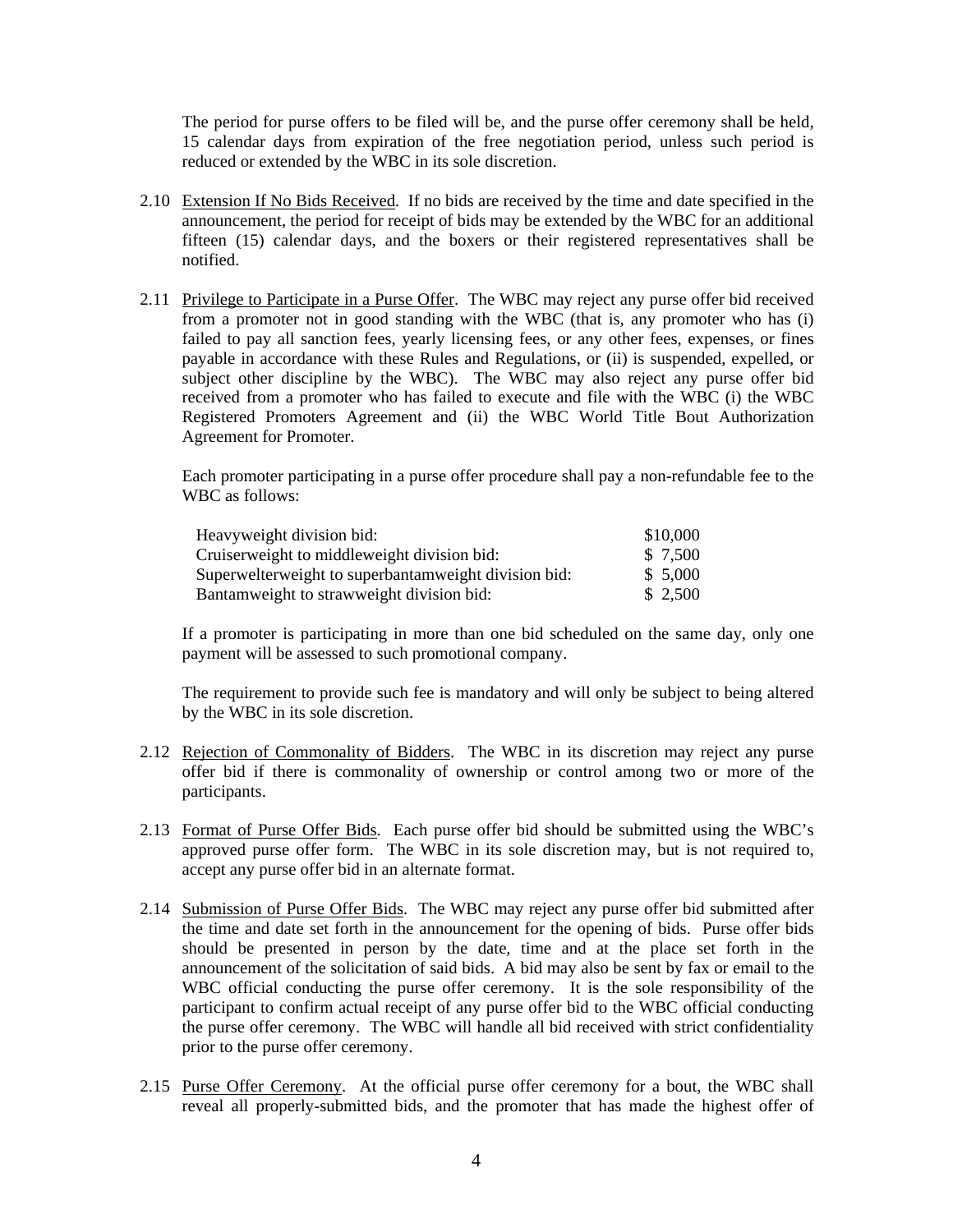The period for purse offers to be filed will be, and the purse offer ceremony shall be held, 15 calendar days from expiration of the free negotiation period, unless such period is reduced or extended by the WBC in its sole discretion.

2.10 Extension If No Bids Received. If no bids are received by the time and date specified in the announcement, the period for receipt of bids may be extended by the WBC for an additional fifteen (15) calendar days, and the boxers or their registered representatives shall be notified.

2.11 Privilege to Participate in a Purse Offer. The WBC may reject any purse offer bid received from a promoter not in good standing with the WBC (that is, any promoter who has (i) failed to pay all sanction fees, yearly licensing fees, or any other fees, expenses, or fines payable in accordance with these Rules and Regulations, or (ii) is suspended, expelled, or subject other discipline by the WBC). The WBC may also reject any purse offer bid received from a promoter who has failed to execute and file with the WBC (i) the WBC Registered Promoters Agreement and (ii) the WBC World Title Bout Authorization Agreement for Promoter.

Each promoter participating in a purse offer procedure shall pay a non-refundable fee to the WBC as follows:

| | |
|---|---|
| Heavyweight division bid: | $10,000 |
| Cruiserweight to middleweight division bid: | $ 7,500 |
| Superwelterweight to superbantamweight division bid: | $ 5,000 |
| Bantamweight to strawweight division bid: | $ 2,500 |

If a promoter is participating in more than one bid scheduled on the same day, only one payment will be assessed to such promotional company.

The requirement to provide such fee is mandatory and will only be subject to being altered by the WBC in its sole discretion.

2.12 Rejection of Commonality of Bidders. The WBC in its discretion may reject any purse offer bid if there is commonality of ownership or control among two or more of the participants.

2.13 Format of Purse Offer Bids. Each purse offer bid should be submitted using the WBC's approved purse offer form. The WBC in its sole discretion may, but is not required to, accept any purse offer bid in an alternate format.

2.14 Submission of Purse Offer Bids. The WBC may reject any purse offer bid submitted after the time and date set forth in the announcement for the opening of bids. Purse offer bids should be presented in person by the date, time and at the place set forth in the announcement of the solicitation of said bids. A bid may also be sent by fax or email to the WBC official conducting the purse offer ceremony. It is the sole responsibility of the participant to confirm actual receipt of any purse offer bid to the WBC official conducting the purse offer ceremony. The WBC will handle all bid received with strict confidentiality prior to the purse offer ceremony.

2.15 Purse Offer Ceremony. At the official purse offer ceremony for a bout, the WBC shall reveal all properly-submitted bids, and the promoter that has made the highest offer of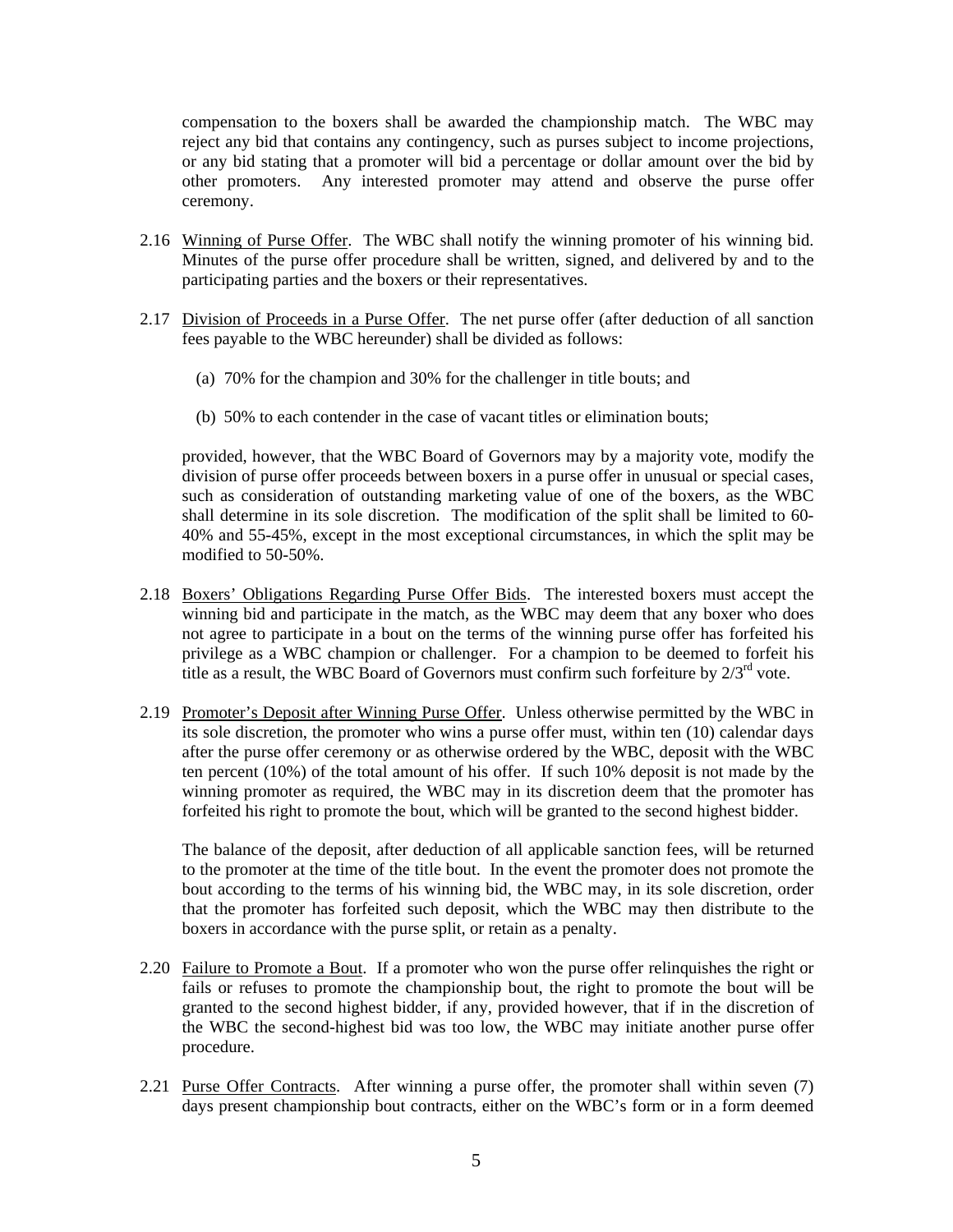compensation to the boxers shall be awarded the championship match. The WBC may reject any bid that contains any contingency, such as purses subject to income projections, or any bid stating that a promoter will bid a percentage or dollar amount over the bid by other promoters. Any interested promoter may attend and observe the purse offer ceremony.

2.16 Winning of Purse Offer. The WBC shall notify the winning promoter of his winning bid. Minutes of the purse offer procedure shall be written, signed, and delivered by and to the participating parties and the boxers or their representatives.

2.17 Division of Proceeds in a Purse Offer. The net purse offer (after deduction of all sanction fees payable to the WBC hereunder) shall be divided as follows:

(a) 70% for the champion and 30% for the challenger in title bouts; and

(b) 50% to each contender in the case of vacant titles or elimination bouts;

provided, however, that the WBC Board of Governors may by a majority vote, modify the division of purse offer proceeds between boxers in a purse offer in unusual or special cases, such as consideration of outstanding marketing value of one of the boxers, as the WBC shall determine in its sole discretion. The modification of the split shall be limited to 60-40% and 55-45%, except in the most exceptional circumstances, in which the split may be modified to 50-50%.

2.18 Boxers' Obligations Regarding Purse Offer Bids. The interested boxers must accept the winning bid and participate in the match, as the WBC may deem that any boxer who does not agree to participate in a bout on the terms of the winning purse offer has forfeited his privilege as a WBC champion or challenger. For a champion to be deemed to forfeit his title as a result, the WBC Board of Governors must confirm such forfeiture by 2/3rd vote.

2.19 Promoter's Deposit after Winning Purse Offer. Unless otherwise permitted by the WBC in its sole discretion, the promoter who wins a purse offer must, within ten (10) calendar days after the purse offer ceremony or as otherwise ordered by the WBC, deposit with the WBC ten percent (10%) of the total amount of his offer. If such 10% deposit is not made by the winning promoter as required, the WBC may in its discretion deem that the promoter has forfeited his right to promote the bout, which will be granted to the second highest bidder.

The balance of the deposit, after deduction of all applicable sanction fees, will be returned to the promoter at the time of the title bout. In the event the promoter does not promote the bout according to the terms of his winning bid, the WBC may, in its sole discretion, order that the promoter has forfeited such deposit, which the WBC may then distribute to the boxers in accordance with the purse split, or retain as a penalty.

2.20 Failure to Promote a Bout. If a promoter who won the purse offer relinquishes the right or fails or refuses to promote the championship bout, the right to promote the bout will be granted to the second highest bidder, if any, provided however, that if in the discretion of the WBC the second-highest bid was too low, the WBC may initiate another purse offer procedure.

2.21 Purse Offer Contracts. After winning a purse offer, the promoter shall within seven (7) days present championship bout contracts, either on the WBC's form or in a form deemed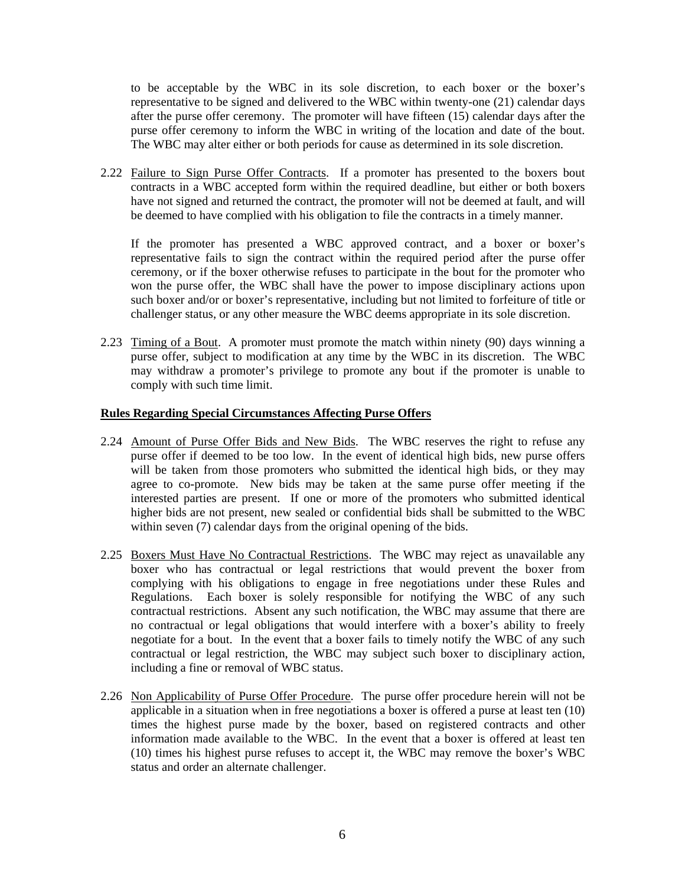to be acceptable by the WBC in its sole discretion, to each boxer or the boxer's representative to be signed and delivered to the WBC within twenty-one (21) calendar days after the purse offer ceremony. The promoter will have fifteen (15) calendar days after the purse offer ceremony to inform the WBC in writing of the location and date of the bout. The WBC may alter either or both periods for cause as determined in its sole discretion.

2.22 <u>Failure to Sign Purse Offer Contracts</u>. If a promoter has presented to the boxers bout contracts in a WBC accepted form within the required deadline, but either or both boxers have not signed and returned the contract, the promoter will not be deemed at fault, and will be deemed to have complied with his obligation to file the contracts in a timely manner.

If the promoter has presented a WBC approved contract, and a boxer or boxer's representative fails to sign the contract within the required period after the purse offer ceremony, or if the boxer otherwise refuses to participate in the bout for the promoter who won the purse offer, the WBC shall have the power to impose disciplinary actions upon such boxer and/or or boxer's representative, including but not limited to forfeiture of title or challenger status, or any other measure the WBC deems appropriate in its sole discretion.

2.23 <u>Timing of a Bout</u>. A promoter must promote the match within ninety (90) days winning a purse offer, subject to modification at any time by the WBC in its discretion. The WBC may withdraw a promoter's privilege to promote any bout if the promoter is unable to comply with such time limit.

**<u>Rules Regarding Special Circumstances Affecting Purse Offers</u>**

2.24 <u>Amount of Purse Offer Bids and New Bids</u>. The WBC reserves the right to refuse any purse offer if deemed to be too low. In the event of identical high bids, new purse offers will be taken from those promoters who submitted the identical high bids, or they may agree to co-promote. New bids may be taken at the same purse offer meeting if the interested parties are present. If one or more of the promoters who submitted identical higher bids are not present, new sealed or confidential bids shall be submitted to the WBC within seven (7) calendar days from the original opening of the bids.

2.25 <u>Boxers Must Have No Contractual Restrictions</u>. The WBC may reject as unavailable any boxer who has contractual or legal restrictions that would prevent the boxer from complying with his obligations to engage in free negotiations under these Rules and Regulations. Each boxer is solely responsible for notifying the WBC of any such contractual restrictions. Absent any such notification, the WBC may assume that there are no contractual or legal obligations that would interfere with a boxer's ability to freely negotiate for a bout. In the event that a boxer fails to timely notify the WBC of any such contractual or legal restriction, the WBC may subject such boxer to disciplinary action, including a fine or removal of WBC status.

2.26 <u>Non Applicability of Purse Offer Procedure</u>. The purse offer procedure herein will not be applicable in a situation when in free negotiations a boxer is offered a purse at least ten (10) times the highest purse made by the boxer, based on registered contracts and other information made available to the WBC. In the event that a boxer is offered at least ten (10) times his highest purse refuses to accept it, the WBC may remove the boxer's WBC status and order an alternate challenger.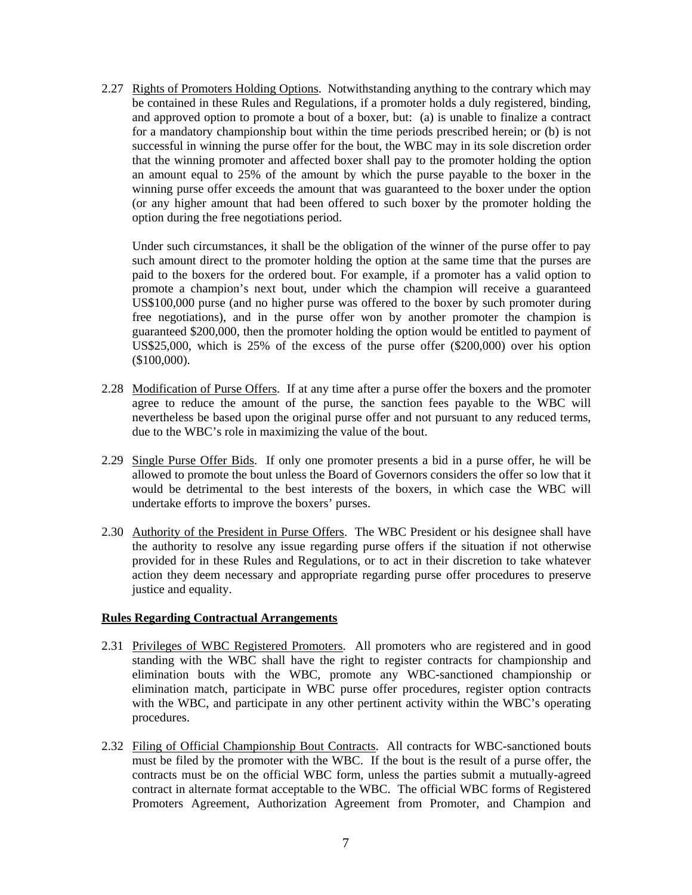2.27 Rights of Promoters Holding Options. Notwithstanding anything to the contrary which may be contained in these Rules and Regulations, if a promoter holds a duly registered, binding, and approved option to promote a bout of a boxer, but: (a) is unable to finalize a contract for a mandatory championship bout within the time periods prescribed herein; or (b) is not successful in winning the purse offer for the bout, the WBC may in its sole discretion order that the winning promoter and affected boxer shall pay to the promoter holding the option an amount equal to 25% of the amount by which the purse payable to the boxer in the winning purse offer exceeds the amount that was guaranteed to the boxer under the option (or any higher amount that had been offered to such boxer by the promoter holding the option during the free negotiations period.

Under such circumstances, it shall be the obligation of the winner of the purse offer to pay such amount direct to the promoter holding the option at the same time that the purses are paid to the boxers for the ordered bout. For example, if a promoter has a valid option to promote a champion's next bout, under which the champion will receive a guaranteed US$100,000 purse (and no higher purse was offered to the boxer by such promoter during free negotiations), and in the purse offer won by another promoter the champion is guaranteed $200,000, then the promoter holding the option would be entitled to payment of US$25,000, which is 25% of the excess of the purse offer ($200,000) over his option ($100,000).

2.28 Modification of Purse Offers. If at any time after a purse offer the boxers and the promoter agree to reduce the amount of the purse, the sanction fees payable to the WBC will nevertheless be based upon the original purse offer and not pursuant to any reduced terms, due to the WBC's role in maximizing the value of the bout.

2.29 Single Purse Offer Bids. If only one promoter presents a bid in a purse offer, he will be allowed to promote the bout unless the Board of Governors considers the offer so low that it would be detrimental to the best interests of the boxers, in which case the WBC will undertake efforts to improve the boxers' purses.

2.30 Authority of the President in Purse Offers. The WBC President or his designee shall have the authority to resolve any issue regarding purse offers if the situation if not otherwise provided for in these Rules and Regulations, or to act in their discretion to take whatever action they deem necessary and appropriate regarding purse offer procedures to preserve justice and equality.

**Rules Regarding Contractual Arrangements**

2.31 Privileges of WBC Registered Promoters. All promoters who are registered and in good standing with the WBC shall have the right to register contracts for championship and elimination bouts with the WBC, promote any WBC-sanctioned championship or elimination match, participate in WBC purse offer procedures, register option contracts with the WBC, and participate in any other pertinent activity within the WBC's operating procedures.

2.32 Filing of Official Championship Bout Contracts. All contracts for WBC-sanctioned bouts must be filed by the promoter with the WBC. If the bout is the result of a purse offer, the contracts must be on the official WBC form, unless the parties submit a mutually-agreed contract in alternate format acceptable to the WBC. The official WBC forms of Registered Promoters Agreement, Authorization Agreement from Promoter, and Champion and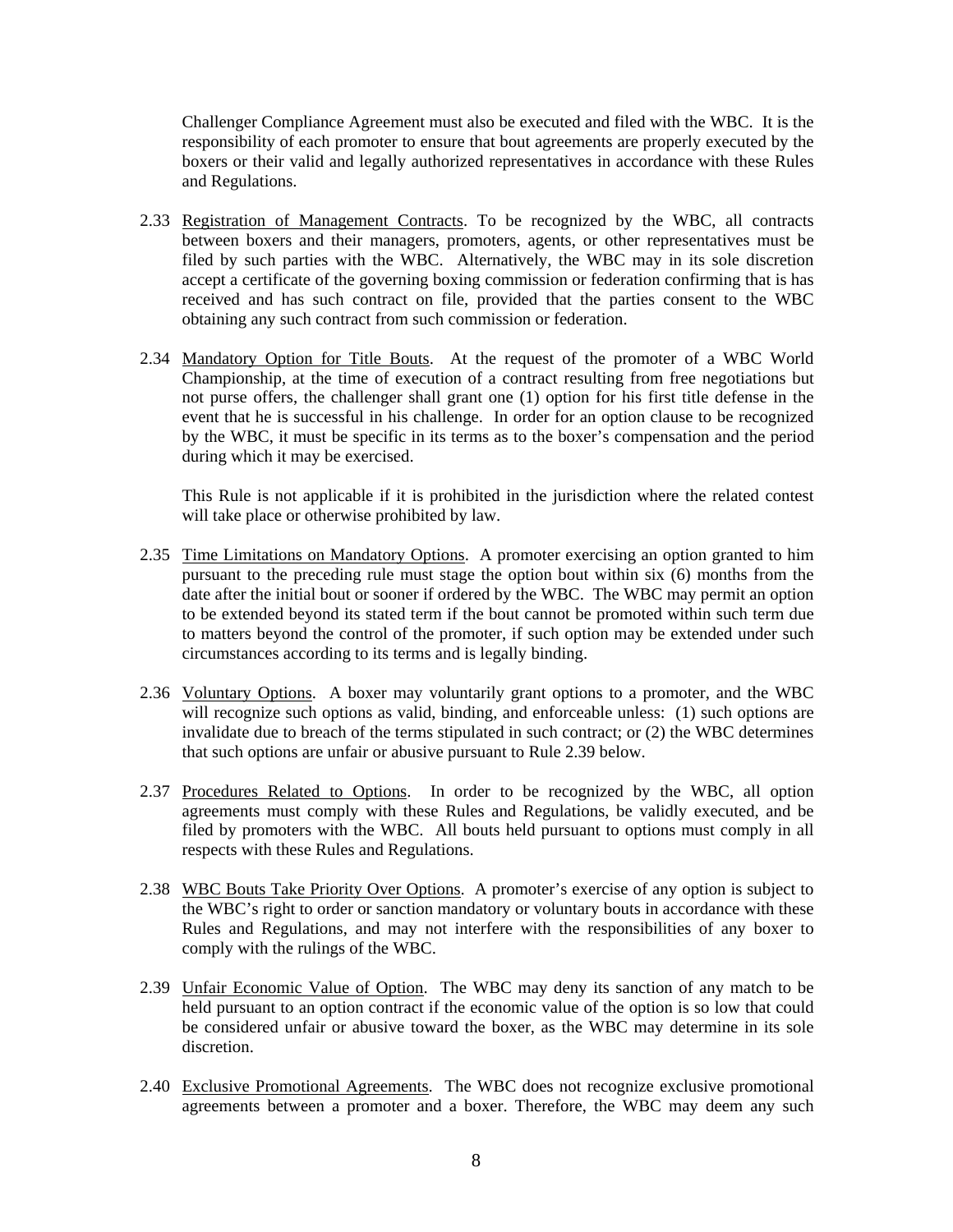Challenger Compliance Agreement must also be executed and filed with the WBC. It is the responsibility of each promoter to ensure that bout agreements are properly executed by the boxers or their valid and legally authorized representatives in accordance with these Rules and Regulations.

2.33 Registration of Management Contracts. To be recognized by the WBC, all contracts between boxers and their managers, promoters, agents, or other representatives must be filed by such parties with the WBC. Alternatively, the WBC may in its sole discretion accept a certificate of the governing boxing commission or federation confirming that is has received and has such contract on file, provided that the parties consent to the WBC obtaining any such contract from such commission or federation.

2.34 Mandatory Option for Title Bouts. At the request of the promoter of a WBC World Championship, at the time of execution of a contract resulting from free negotiations but not purse offers, the challenger shall grant one (1) option for his first title defense in the event that he is successful in his challenge. In order for an option clause to be recognized by the WBC, it must be specific in its terms as to the boxer's compensation and the period during which it may be exercised.

This Rule is not applicable if it is prohibited in the jurisdiction where the related contest will take place or otherwise prohibited by law.

2.35 Time Limitations on Mandatory Options. A promoter exercising an option granted to him pursuant to the preceding rule must stage the option bout within six (6) months from the date after the initial bout or sooner if ordered by the WBC. The WBC may permit an option to be extended beyond its stated term if the bout cannot be promoted within such term due to matters beyond the control of the promoter, if such option may be extended under such circumstances according to its terms and is legally binding.

2.36 Voluntary Options. A boxer may voluntarily grant options to a promoter, and the WBC will recognize such options as valid, binding, and enforceable unless: (1) such options are invalidate due to breach of the terms stipulated in such contract; or (2) the WBC determines that such options are unfair or abusive pursuant to Rule 2.39 below.

2.37 Procedures Related to Options. In order to be recognized by the WBC, all option agreements must comply with these Rules and Regulations, be validly executed, and be filed by promoters with the WBC. All bouts held pursuant to options must comply in all respects with these Rules and Regulations.

2.38 WBC Bouts Take Priority Over Options. A promoter's exercise of any option is subject to the WBC's right to order or sanction mandatory or voluntary bouts in accordance with these Rules and Regulations, and may not interfere with the responsibilities of any boxer to comply with the rulings of the WBC.

2.39 Unfair Economic Value of Option. The WBC may deny its sanction of any match to be held pursuant to an option contract if the economic value of the option is so low that could be considered unfair or abusive toward the boxer, as the WBC may determine in its sole discretion.

2.40 Exclusive Promotional Agreements. The WBC does not recognize exclusive promotional agreements between a promoter and a boxer. Therefore, the WBC may deem any such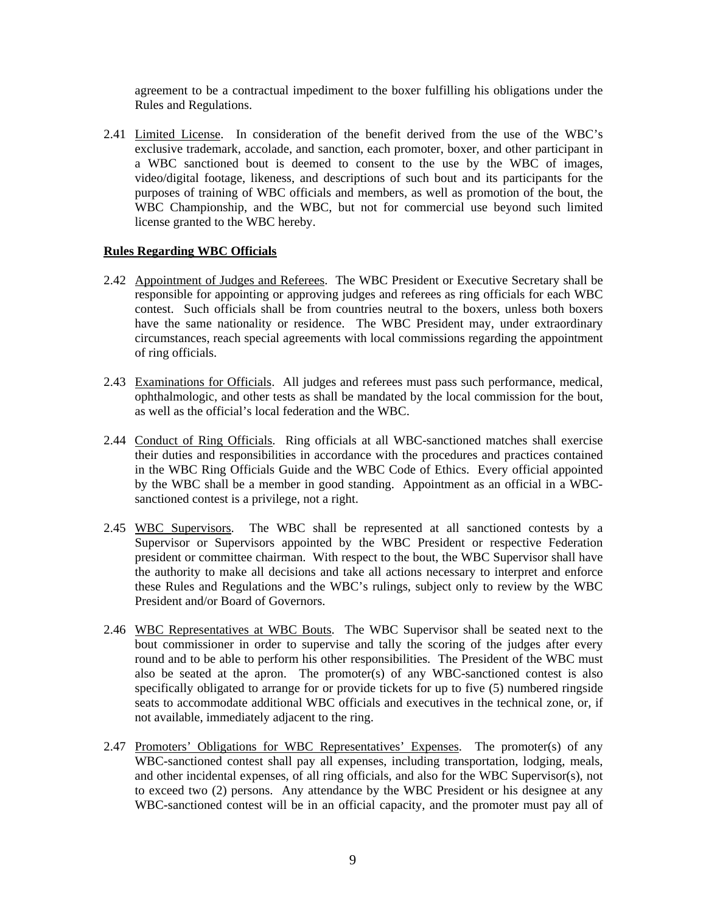agreement to be a contractual impediment to the boxer fulfilling his obligations under the Rules and Regulations.

2.41 Limited License. In consideration of the benefit derived from the use of the WBC's exclusive trademark, accolade, and sanction, each promoter, boxer, and other participant in a WBC sanctioned bout is deemed to consent to the use by the WBC of images, video/digital footage, likeness, and descriptions of such bout and its participants for the purposes of training of WBC officials and members, as well as promotion of the bout, the WBC Championship, and the WBC, but not for commercial use beyond such limited license granted to the WBC hereby.

**Rules Regarding WBC Officials**

2.42 Appointment of Judges and Referees. The WBC President or Executive Secretary shall be responsible for appointing or approving judges and referees as ring officials for each WBC contest. Such officials shall be from countries neutral to the boxers, unless both boxers have the same nationality or residence. The WBC President may, under extraordinary circumstances, reach special agreements with local commissions regarding the appointment of ring officials.

2.43 Examinations for Officials. All judges and referees must pass such performance, medical, ophthalmologic, and other tests as shall be mandated by the local commission for the bout, as well as the official's local federation and the WBC.

2.44 Conduct of Ring Officials. Ring officials at all WBC-sanctioned matches shall exercise their duties and responsibilities in accordance with the procedures and practices contained in the WBC Ring Officials Guide and the WBC Code of Ethics. Every official appointed by the WBC shall be a member in good standing. Appointment as an official in a WBC-sanctioned contest is a privilege, not a right.

2.45 WBC Supervisors. The WBC shall be represented at all sanctioned contests by a Supervisor or Supervisors appointed by the WBC President or respective Federation president or committee chairman. With respect to the bout, the WBC Supervisor shall have the authority to make all decisions and take all actions necessary to interpret and enforce these Rules and Regulations and the WBC's rulings, subject only to review by the WBC President and/or Board of Governors.

2.46 WBC Representatives at WBC Bouts. The WBC Supervisor shall be seated next to the bout commissioner in order to supervise and tally the scoring of the judges after every round and to be able to perform his other responsibilities. The President of the WBC must also be seated at the apron. The promoter(s) of any WBC-sanctioned contest is also specifically obligated to arrange for or provide tickets for up to five (5) numbered ringside seats to accommodate additional WBC officials and executives in the technical zone, or, if not available, immediately adjacent to the ring.

2.47 Promoters' Obligations for WBC Representatives' Expenses. The promoter(s) of any WBC-sanctioned contest shall pay all expenses, including transportation, lodging, meals, and other incidental expenses, of all ring officials, and also for the WBC Supervisor(s), not to exceed two (2) persons. Any attendance by the WBC President or his designee at any WBC-sanctioned contest will be in an official capacity, and the promoter must pay all of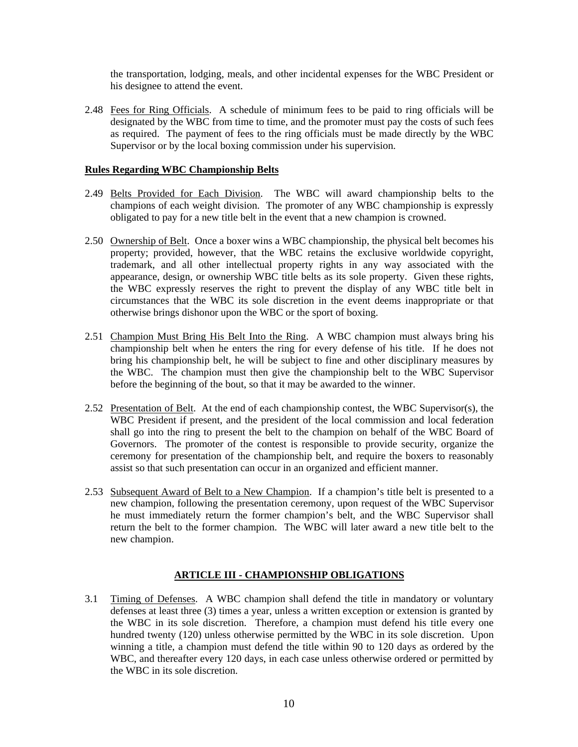the transportation, lodging, meals, and other incidental expenses for the WBC President or his designee to attend the event.

2.48 Fees for Ring Officials. A schedule of minimum fees to be paid to ring officials will be designated by the WBC from time to time, and the promoter must pay the costs of such fees as required. The payment of fees to the ring officials must be made directly by the WBC Supervisor or by the local boxing commission under his supervision.

**Rules Regarding WBC Championship Belts**

2.49 Belts Provided for Each Division. The WBC will award championship belts to the champions of each weight division. The promoter of any WBC championship is expressly obligated to pay for a new title belt in the event that a new champion is crowned.

2.50 Ownership of Belt. Once a boxer wins a WBC championship, the physical belt becomes his property; provided, however, that the WBC retains the exclusive worldwide copyright, trademark, and all other intellectual property rights in any way associated with the appearance, design, or ownership WBC title belts as its sole property. Given these rights, the WBC expressly reserves the right to prevent the display of any WBC title belt in circumstances that the WBC its sole discretion in the event deems inappropriate or that otherwise brings dishonor upon the WBC or the sport of boxing.

2.51 Champion Must Bring His Belt Into the Ring. A WBC champion must always bring his championship belt when he enters the ring for every defense of his title. If he does not bring his championship belt, he will be subject to fine and other disciplinary measures by the WBC. The champion must then give the championship belt to the WBC Supervisor before the beginning of the bout, so that it may be awarded to the winner.

2.52 Presentation of Belt. At the end of each championship contest, the WBC Supervisor(s), the WBC President if present, and the president of the local commission and local federation shall go into the ring to present the belt to the champion on behalf of the WBC Board of Governors. The promoter of the contest is responsible to provide security, organize the ceremony for presentation of the championship belt, and require the boxers to reasonably assist so that such presentation can occur in an organized and efficient manner.

2.53 Subsequent Award of Belt to a New Champion. If a champion's title belt is presented to a new champion, following the presentation ceremony, upon request of the WBC Supervisor he must immediately return the former champion's belt, and the WBC Supervisor shall return the belt to the former champion. The WBC will later award a new title belt to the new champion.

## ARTICLE III - CHAMPIONSHIP OBLIGATIONS

3.1 Timing of Defenses. A WBC champion shall defend the title in mandatory or voluntary defenses at least three (3) times a year, unless a written exception or extension is granted by the WBC in its sole discretion. Therefore, a champion must defend his title every one hundred twenty (120) unless otherwise permitted by the WBC in its sole discretion. Upon winning a title, a champion must defend the title within 90 to 120 days as ordered by the WBC, and thereafter every 120 days, in each case unless otherwise ordered or permitted by the WBC in its sole discretion.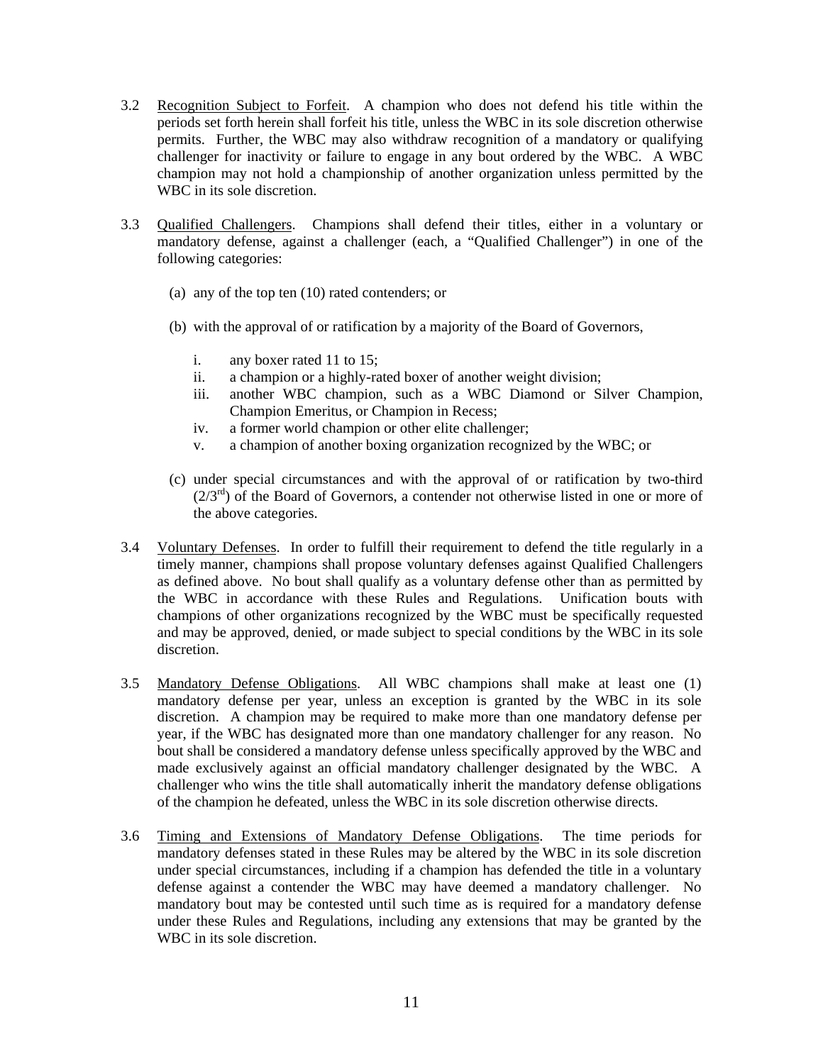3.2 Recognition Subject to Forfeit. A champion who does not defend his title within the periods set forth herein shall forfeit his title, unless the WBC in its sole discretion otherwise permits. Further, the WBC may also withdraw recognition of a mandatory or qualifying challenger for inactivity or failure to engage in any bout ordered by the WBC. A WBC champion may not hold a championship of another organization unless permitted by the WBC in its sole discretion.

3.3 Qualified Challengers. Champions shall defend their titles, either in a voluntary or mandatory defense, against a challenger (each, a "Qualified Challenger") in one of the following categories:

(a) any of the top ten (10) rated contenders; or

(b) with the approval of or ratification by a majority of the Board of Governors,

i. any boxer rated 11 to 15;
ii. a champion or a highly-rated boxer of another weight division;
iii. another WBC champion, such as a WBC Diamond or Silver Champion, Champion Emeritus, or Champion in Recess;
iv. a former world champion or other elite challenger;
v. a champion of another boxing organization recognized by the WBC; or

(c) under special circumstances and with the approval of or ratification by two-third (2/3rd) of the Board of Governors, a contender not otherwise listed in one or more of the above categories.

3.4 Voluntary Defenses. In order to fulfill their requirement to defend the title regularly in a timely manner, champions shall propose voluntary defenses against Qualified Challengers as defined above. No bout shall qualify as a voluntary defense other than as permitted by the WBC in accordance with these Rules and Regulations. Unification bouts with champions of other organizations recognized by the WBC must be specifically requested and may be approved, denied, or made subject to special conditions by the WBC in its sole discretion.

3.5 Mandatory Defense Obligations. All WBC champions shall make at least one (1) mandatory defense per year, unless an exception is granted by the WBC in its sole discretion. A champion may be required to make more than one mandatory defense per year, if the WBC has designated more than one mandatory challenger for any reason. No bout shall be considered a mandatory defense unless specifically approved by the WBC and made exclusively against an official mandatory challenger designated by the WBC. A challenger who wins the title shall automatically inherit the mandatory defense obligations of the champion he defeated, unless the WBC in its sole discretion otherwise directs.

3.6 Timing and Extensions of Mandatory Defense Obligations. The time periods for mandatory defenses stated in these Rules may be altered by the WBC in its sole discretion under special circumstances, including if a champion has defended the title in a voluntary defense against a contender the WBC may have deemed a mandatory challenger. No mandatory bout may be contested until such time as is required for a mandatory defense under these Rules and Regulations, including any extensions that may be granted by the WBC in its sole discretion.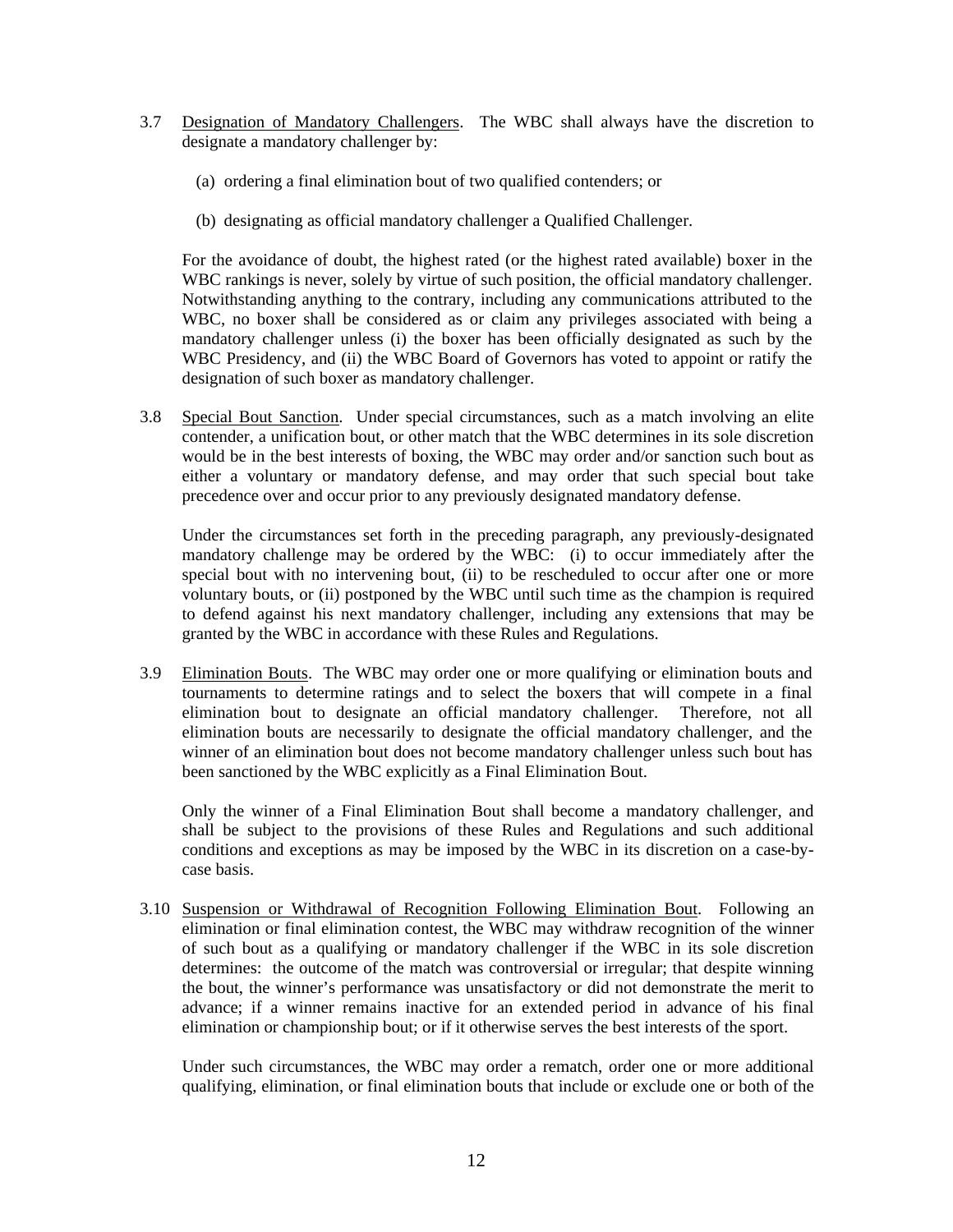3.7 Designation of Mandatory Challengers. The WBC shall always have the discretion to designate a mandatory challenger by:

(a) ordering a final elimination bout of two qualified contenders; or

(b) designating as official mandatory challenger a Qualified Challenger.

For the avoidance of doubt, the highest rated (or the highest rated available) boxer in the WBC rankings is never, solely by virtue of such position, the official mandatory challenger. Notwithstanding anything to the contrary, including any communications attributed to the WBC, no boxer shall be considered as or claim any privileges associated with being a mandatory challenger unless (i) the boxer has been officially designated as such by the WBC Presidency, and (ii) the WBC Board of Governors has voted to appoint or ratify the designation of such boxer as mandatory challenger.

3.8 Special Bout Sanction. Under special circumstances, such as a match involving an elite contender, a unification bout, or other match that the WBC determines in its sole discretion would be in the best interests of boxing, the WBC may order and/or sanction such bout as either a voluntary or mandatory defense, and may order that such special bout take precedence over and occur prior to any previously designated mandatory defense.

Under the circumstances set forth in the preceding paragraph, any previously-designated mandatory challenge may be ordered by the WBC: (i) to occur immediately after the special bout with no intervening bout, (ii) to be rescheduled to occur after one or more voluntary bouts, or (ii) postponed by the WBC until such time as the champion is required to defend against his next mandatory challenger, including any extensions that may be granted by the WBC in accordance with these Rules and Regulations.

3.9 Elimination Bouts. The WBC may order one or more qualifying or elimination bouts and tournaments to determine ratings and to select the boxers that will compete in a final elimination bout to designate an official mandatory challenger. Therefore, not all elimination bouts are necessarily to designate the official mandatory challenger, and the winner of an elimination bout does not become mandatory challenger unless such bout has been sanctioned by the WBC explicitly as a Final Elimination Bout.

Only the winner of a Final Elimination Bout shall become a mandatory challenger, and shall be subject to the provisions of these Rules and Regulations and such additional conditions and exceptions as may be imposed by the WBC in its discretion on a case-by-case basis.

3.10 Suspension or Withdrawal of Recognition Following Elimination Bout. Following an elimination or final elimination contest, the WBC may withdraw recognition of the winner of such bout as a qualifying or mandatory challenger if the WBC in its sole discretion determines: the outcome of the match was controversial or irregular; that despite winning the bout, the winner's performance was unsatisfactory or did not demonstrate the merit to advance; if a winner remains inactive for an extended period in advance of his final elimination or championship bout; or if it otherwise serves the best interests of the sport.

Under such circumstances, the WBC may order a rematch, order one or more additional qualifying, elimination, or final elimination bouts that include or exclude one or both of the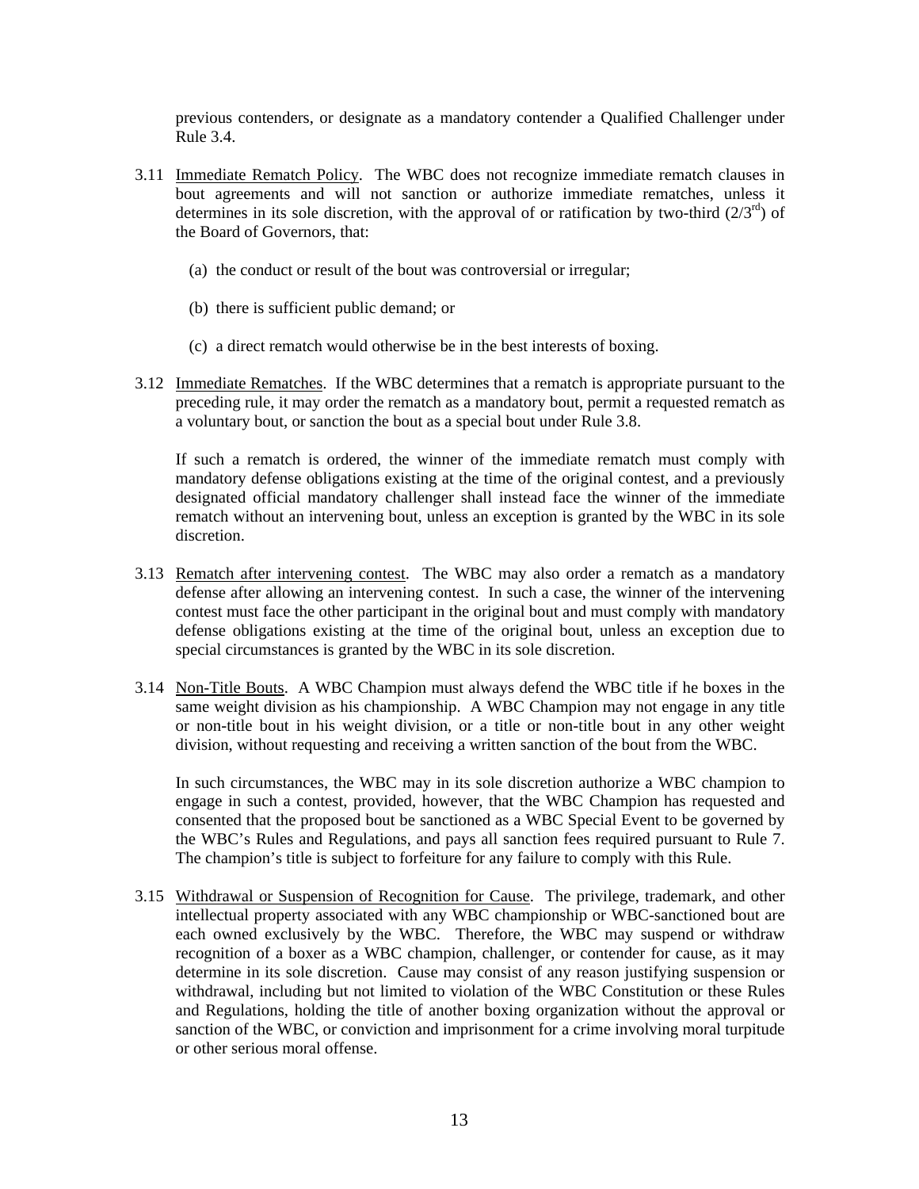previous contenders, or designate as a mandatory contender a Qualified Challenger under Rule 3.4.

3.11 Immediate Rematch Policy. The WBC does not recognize immediate rematch clauses in bout agreements and will not sanction or authorize immediate rematches, unless it determines in its sole discretion, with the approval of or ratification by two-third ($2/3^{rd}$) of the Board of Governors, that:

   (a) the conduct or result of the bout was controversial or irregular;

   (b) there is sufficient public demand; or

   (c) a direct rematch would otherwise be in the best interests of boxing.

3.12 Immediate Rematches. If the WBC determines that a rematch is appropriate pursuant to the preceding rule, it may order the rematch as a mandatory bout, permit a requested rematch as a voluntary bout, or sanction the bout as a special bout under Rule 3.8.

   If such a rematch is ordered, the winner of the immediate rematch must comply with mandatory defense obligations existing at the time of the original contest, and a previously designated official mandatory challenger shall instead face the winner of the immediate rematch without an intervening bout, unless an exception is granted by the WBC in its sole discretion.

3.13 Rematch after intervening contest. The WBC may also order a rematch as a mandatory defense after allowing an intervening contest. In such a case, the winner of the intervening contest must face the other participant in the original bout and must comply with mandatory defense obligations existing at the time of the original bout, unless an exception due to special circumstances is granted by the WBC in its sole discretion.

3.14 Non-Title Bouts. A WBC Champion must always defend the WBC title if he boxes in the same weight division as his championship. A WBC Champion may not engage in any title or non-title bout in his weight division, or a title or non-title bout in any other weight division, without requesting and receiving a written sanction of the bout from the WBC.

   In such circumstances, the WBC may in its sole discretion authorize a WBC champion to engage in such a contest, provided, however, that the WBC Champion has requested and consented that the proposed bout be sanctioned as a WBC Special Event to be governed by the WBC's Rules and Regulations, and pays all sanction fees required pursuant to Rule 7. The champion's title is subject to forfeiture for any failure to comply with this Rule.

3.15 Withdrawal or Suspension of Recognition for Cause. The privilege, trademark, and other intellectual property associated with any WBC championship or WBC-sanctioned bout are each owned exclusively by the WBC. Therefore, the WBC may suspend or withdraw recognition of a boxer as a WBC champion, challenger, or contender for cause, as it may determine in its sole discretion. Cause may consist of any reason justifying suspension or withdrawal, including but not limited to violation of the WBC Constitution or these Rules and Regulations, holding the title of another boxing organization without the approval or sanction of the WBC, or conviction and imprisonment for a crime involving moral turpitude or other serious moral offense.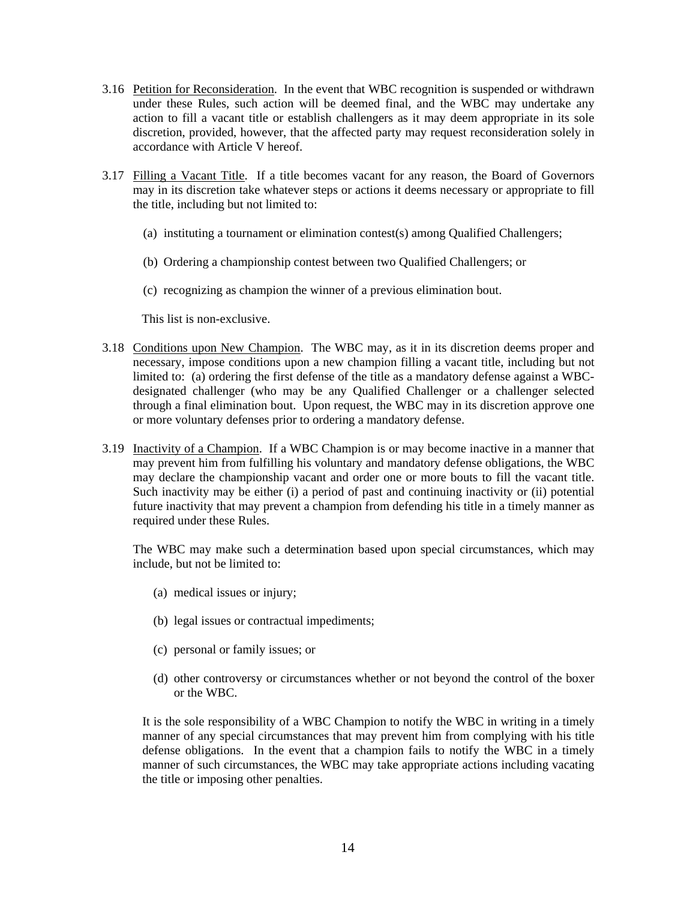3.16 Petition for Reconsideration. In the event that WBC recognition is suspended or withdrawn under these Rules, such action will be deemed final, and the WBC may undertake any action to fill a vacant title or establish challengers as it may deem appropriate in its sole discretion, provided, however, that the affected party may request reconsideration solely in accordance with Article V hereof.

3.17 Filling a Vacant Title. If a title becomes vacant for any reason, the Board of Governors may in its discretion take whatever steps or actions it deems necessary or appropriate to fill the title, including but not limited to:

(a) instituting a tournament or elimination contest(s) among Qualified Challengers;

(b) Ordering a championship contest between two Qualified Challengers; or

(c) recognizing as champion the winner of a previous elimination bout.

This list is non-exclusive.

3.18 Conditions upon New Champion. The WBC may, as it in its discretion deems proper and necessary, impose conditions upon a new champion filling a vacant title, including but not limited to: (a) ordering the first defense of the title as a mandatory defense against a WBC-designated challenger (who may be any Qualified Challenger or a challenger selected through a final elimination bout. Upon request, the WBC may in its discretion approve one or more voluntary defenses prior to ordering a mandatory defense.

3.19 Inactivity of a Champion. If a WBC Champion is or may become inactive in a manner that may prevent him from fulfilling his voluntary and mandatory defense obligations, the WBC may declare the championship vacant and order one or more bouts to fill the vacant title. Such inactivity may be either (i) a period of past and continuing inactivity or (ii) potential future inactivity that may prevent a champion from defending his title in a timely manner as required under these Rules.

The WBC may make such a determination based upon special circumstances, which may include, but not be limited to:

(a) medical issues or injury;

(b) legal issues or contractual impediments;

(c) personal or family issues; or

(d) other controversy or circumstances whether or not beyond the control of the boxer or the WBC.

It is the sole responsibility of a WBC Champion to notify the WBC in writing in a timely manner of any special circumstances that may prevent him from complying with his title defense obligations. In the event that a champion fails to notify the WBC in a timely manner of such circumstances, the WBC may take appropriate actions including vacating the title or imposing other penalties.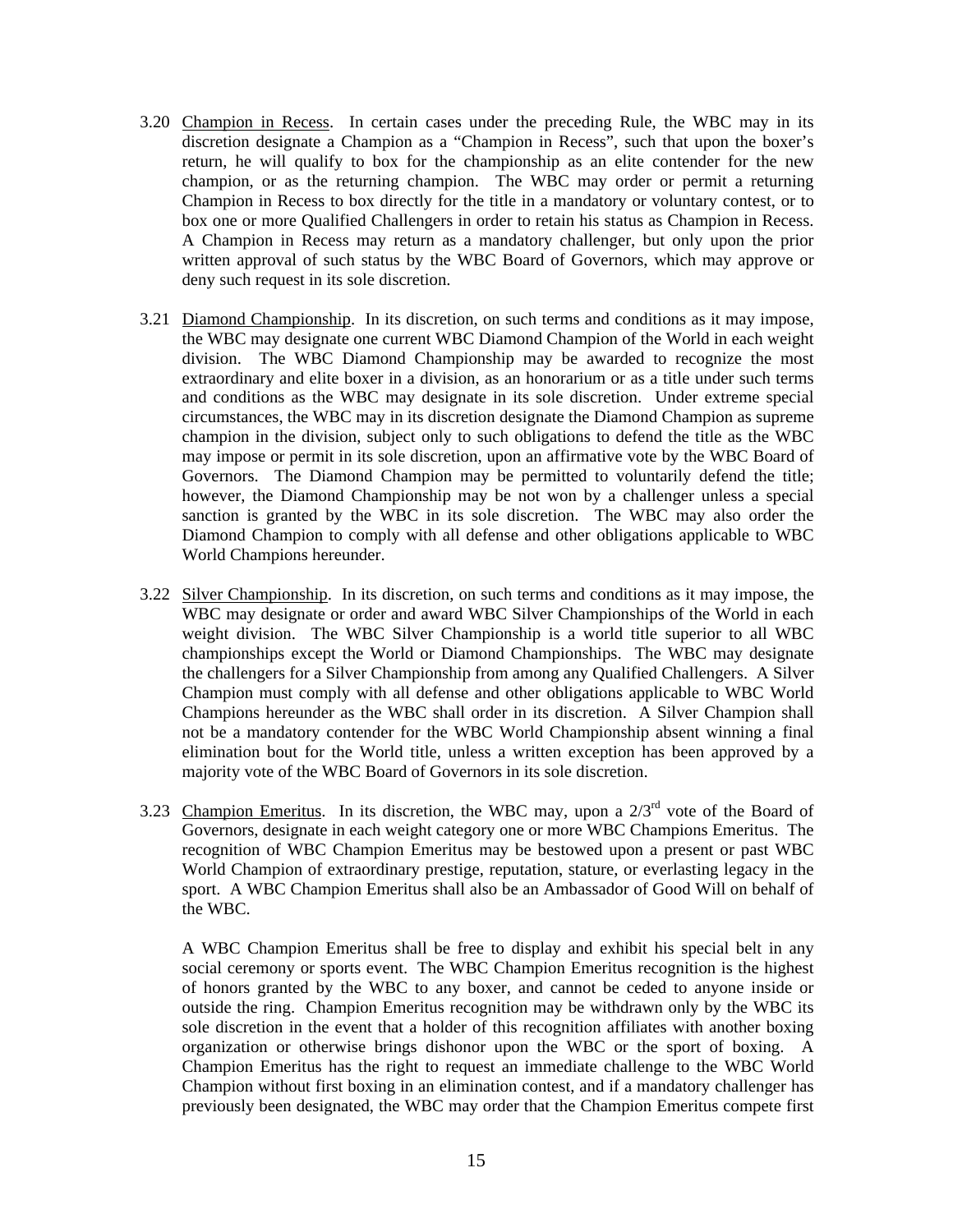3.20 Champion in Recess. In certain cases under the preceding Rule, the WBC may in its discretion designate a Champion as a "Champion in Recess", such that upon the boxer's return, he will qualify to box for the championship as an elite contender for the new champion, or as the returning champion. The WBC may order or permit a returning Champion in Recess to box directly for the title in a mandatory or voluntary contest, or to box one or more Qualified Challengers in order to retain his status as Champion in Recess. A Champion in Recess may return as a mandatory challenger, but only upon the prior written approval of such status by the WBC Board of Governors, which may approve or deny such request in its sole discretion.

3.21 Diamond Championship. In its discretion, on such terms and conditions as it may impose, the WBC may designate one current WBC Diamond Champion of the World in each weight division. The WBC Diamond Championship may be awarded to recognize the most extraordinary and elite boxer in a division, as an honorarium or as a title under such terms and conditions as the WBC may designate in its sole discretion. Under extreme special circumstances, the WBC may in its discretion designate the Diamond Champion as supreme champion in the division, subject only to such obligations to defend the title as the WBC may impose or permit in its sole discretion, upon an affirmative vote by the WBC Board of Governors. The Diamond Champion may be permitted to voluntarily defend the title; however, the Diamond Championship may be not won by a challenger unless a special sanction is granted by the WBC in its sole discretion. The WBC may also order the Diamond Champion to comply with all defense and other obligations applicable to WBC World Champions hereunder.

3.22 Silver Championship. In its discretion, on such terms and conditions as it may impose, the WBC may designate or order and award WBC Silver Championships of the World in each weight division. The WBC Silver Championship is a world title superior to all WBC championships except the World or Diamond Championships. The WBC may designate the challengers for a Silver Championship from among any Qualified Challengers. A Silver Champion must comply with all defense and other obligations applicable to WBC World Champions hereunder as the WBC shall order in its discretion. A Silver Champion shall not be a mandatory contender for the WBC World Championship absent winning a final elimination bout for the World title, unless a written exception has been approved by a majority vote of the WBC Board of Governors in its sole discretion.

3.23 Champion Emeritus. In its discretion, the WBC may, upon a 2/3rd vote of the Board of Governors, designate in each weight category one or more WBC Champions Emeritus. The recognition of WBC Champion Emeritus may be bestowed upon a present or past WBC World Champion of extraordinary prestige, reputation, stature, or everlasting legacy in the sport. A WBC Champion Emeritus shall also be an Ambassador of Good Will on behalf of the WBC.

A WBC Champion Emeritus shall be free to display and exhibit his special belt in any social ceremony or sports event. The WBC Champion Emeritus recognition is the highest of honors granted by the WBC to any boxer, and cannot be ceded to anyone inside or outside the ring. Champion Emeritus recognition may be withdrawn only by the WBC its sole discretion in the event that a holder of this recognition affiliates with another boxing organization or otherwise brings dishonor upon the WBC or the sport of boxing. A Champion Emeritus has the right to request an immediate challenge to the WBC World Champion without first boxing in an elimination contest, and if a mandatory challenger has previously been designated, the WBC may order that the Champion Emeritus compete first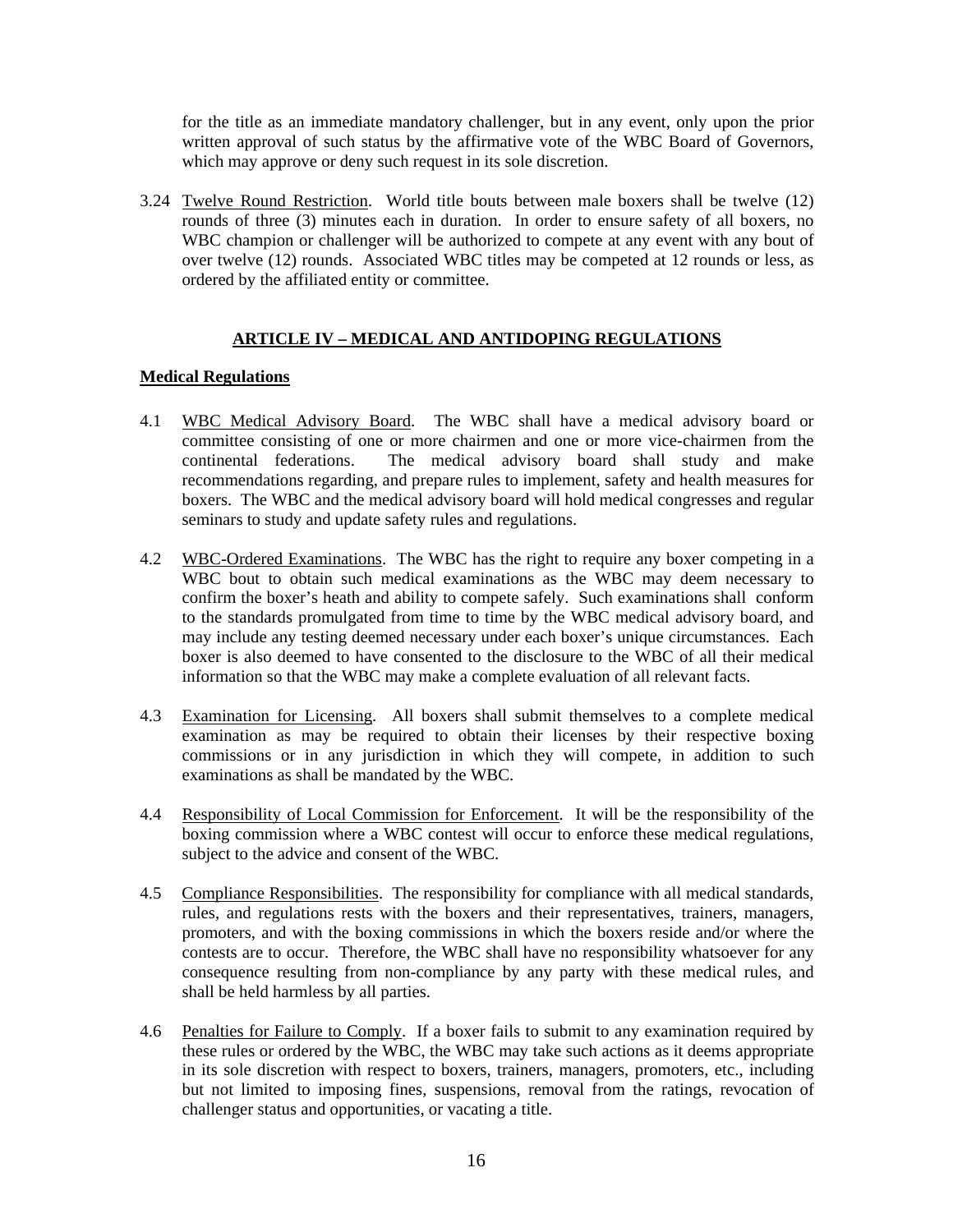for the title as an immediate mandatory challenger, but in any event, only upon the prior written approval of such status by the affirmative vote of the WBC Board of Governors, which may approve or deny such request in its sole discretion.

3.24 Twelve Round Restriction. World title bouts between male boxers shall be twelve (12) rounds of three (3) minutes each in duration. In order to ensure safety of all boxers, no WBC champion or challenger will be authorized to compete at any event with any bout of over twelve (12) rounds. Associated WBC titles may be competed at 12 rounds or less, as ordered by the affiliated entity or committee.

## ARTICLE IV – MEDICAL AND ANTIDOPING REGULATIONS

### Medical Regulations

4.1 WBC Medical Advisory Board. The WBC shall have a medical advisory board or committee consisting of one or more chairmen and one or more vice-chairmen from the continental federations. The medical advisory board shall study and make recommendations regarding, and prepare rules to implement, safety and health measures for boxers. The WBC and the medical advisory board will hold medical congresses and regular seminars to study and update safety rules and regulations.

4.2 WBC-Ordered Examinations. The WBC has the right to require any boxer competing in a WBC bout to obtain such medical examinations as the WBC may deem necessary to confirm the boxer's heath and ability to compete safely. Such examinations shall conform to the standards promulgated from time to time by the WBC medical advisory board, and may include any testing deemed necessary under each boxer's unique circumstances. Each boxer is also deemed to have consented to the disclosure to the WBC of all their medical information so that the WBC may make a complete evaluation of all relevant facts.

4.3 Examination for Licensing. All boxers shall submit themselves to a complete medical examination as may be required to obtain their licenses by their respective boxing commissions or in any jurisdiction in which they will compete, in addition to such examinations as shall be mandated by the WBC.

4.4 Responsibility of Local Commission for Enforcement. It will be the responsibility of the boxing commission where a WBC contest will occur to enforce these medical regulations, subject to the advice and consent of the WBC.

4.5 Compliance Responsibilities. The responsibility for compliance with all medical standards, rules, and regulations rests with the boxers and their representatives, trainers, managers, promoters, and with the boxing commissions in which the boxers reside and/or where the contests are to occur. Therefore, the WBC shall have no responsibility whatsoever for any consequence resulting from non-compliance by any party with these medical rules, and shall be held harmless by all parties.

4.6 Penalties for Failure to Comply. If a boxer fails to submit to any examination required by these rules or ordered by the WBC, the WBC may take such actions as it deems appropriate in its sole discretion with respect to boxers, trainers, managers, promoters, etc., including but not limited to imposing fines, suspensions, removal from the ratings, revocation of challenger status and opportunities, or vacating a title.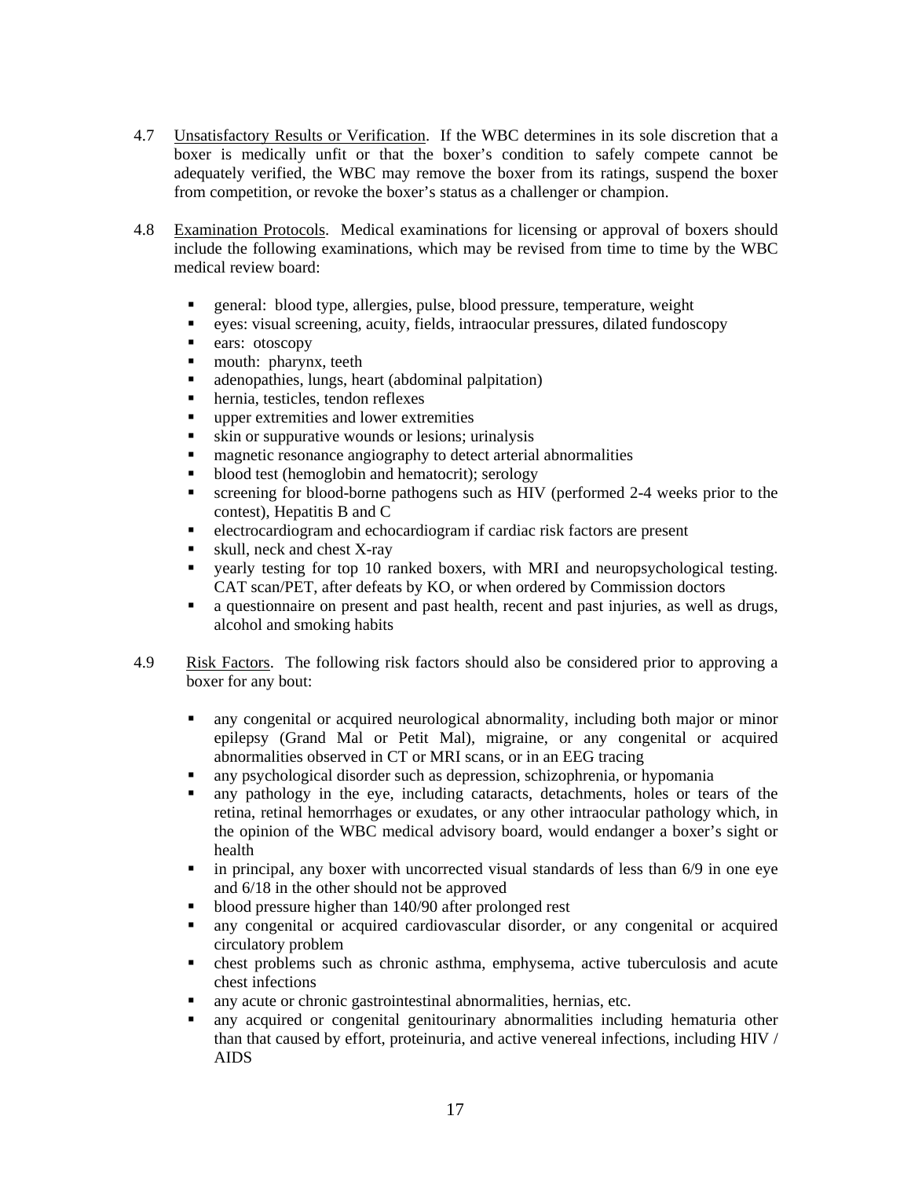4.7 Unsatisfactory Results or Verification. If the WBC determines in its sole discretion that a boxer is medically unfit or that the boxer's condition to safely compete cannot be adequately verified, the WBC may remove the boxer from its ratings, suspend the boxer from competition, or revoke the boxer's status as a challenger or champion.

4.8 Examination Protocols. Medical examinations for licensing or approval of boxers should include the following examinations, which may be revised from time to time by the WBC medical review board:

- general: blood type, allergies, pulse, blood pressure, temperature, weight
- eyes: visual screening, acuity, fields, intraocular pressures, dilated fundoscopy
- ears: otoscopy
- mouth: pharynx, teeth
- adenopathies, lungs, heart (abdominal palpitation)
- hernia, testicles, tendon reflexes
- upper extremities and lower extremities
- skin or suppurative wounds or lesions; urinalysis
- magnetic resonance angiography to detect arterial abnormalities
- blood test (hemoglobin and hematocrit); serology
- screening for blood-borne pathogens such as HIV (performed 2-4 weeks prior to the contest), Hepatitis B and C
- electrocardiogram and echocardiogram if cardiac risk factors are present
- skull, neck and chest X-ray
- yearly testing for top 10 ranked boxers, with MRI and neuropsychological testing. CAT scan/PET, after defeats by KO, or when ordered by Commission doctors
- a questionnaire on present and past health, recent and past injuries, as well as drugs, alcohol and smoking habits

4.9 Risk Factors. The following risk factors should also be considered prior to approving a boxer for any bout:

- any congenital or acquired neurological abnormality, including both major or minor epilepsy (Grand Mal or Petit Mal), migraine, or any congenital or acquired abnormalities observed in CT or MRI scans, or in an EEG tracing
- any psychological disorder such as depression, schizophrenia, or hypomania
- any pathology in the eye, including cataracts, detachments, holes or tears of the retina, retinal hemorrhages or exudates, or any other intraocular pathology which, in the opinion of the WBC medical advisory board, would endanger a boxer's sight or health
- in principal, any boxer with uncorrected visual standards of less than 6/9 in one eye and 6/18 in the other should not be approved
- blood pressure higher than 140/90 after prolonged rest
- any congenital or acquired cardiovascular disorder, or any congenital or acquired circulatory problem
- chest problems such as chronic asthma, emphysema, active tuberculosis and acute chest infections
- any acute or chronic gastrointestinal abnormalities, hernias, etc.
- any acquired or congenital genitourinary abnormalities including hematuria other than that caused by effort, proteinuria, and active venereal infections, including HIV / AIDS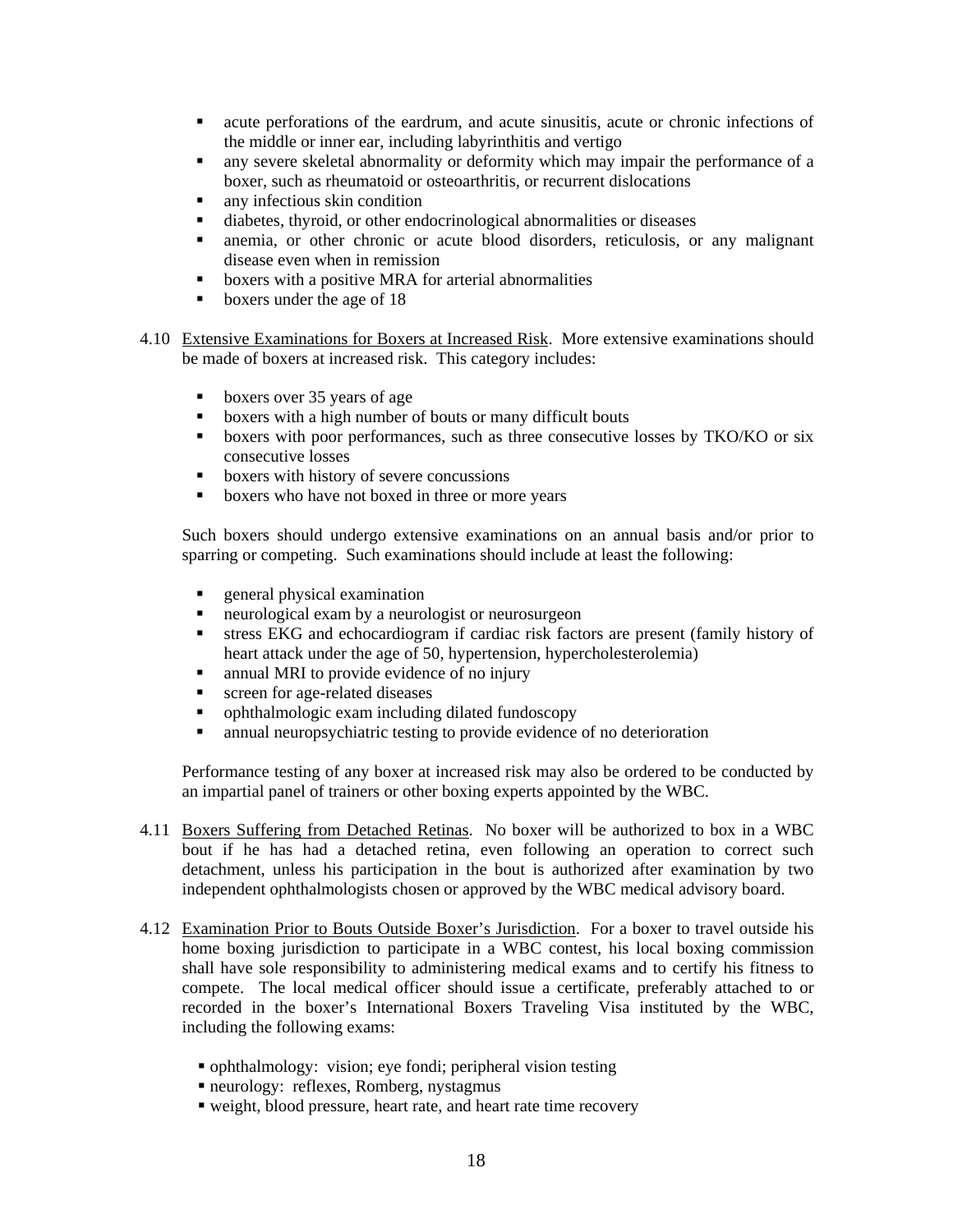- acute perforations of the eardrum, and acute sinusitis, acute or chronic infections of the middle or inner ear, including labyrinthitis and vertigo
- any severe skeletal abnormality or deformity which may impair the performance of a boxer, such as rheumatoid or osteoarthritis, or recurrent dislocations
- any infectious skin condition
- diabetes, thyroid, or other endocrinological abnormalities or diseases
- anemia, or other chronic or acute blood disorders, reticulosis, or any malignant disease even when in remission
- boxers with a positive MRA for arterial abnormalities
- boxers under the age of 18

4.10 <u>Extensive Examinations for Boxers at Increased Risk</u>. More extensive examinations should be made of boxers at increased risk. This category includes:

- boxers over 35 years of age
- boxers with a high number of bouts or many difficult bouts
- boxers with poor performances, such as three consecutive losses by TKO/KO or six consecutive losses
- boxers with history of severe concussions
- boxers who have not boxed in three or more years

Such boxers should undergo extensive examinations on an annual basis and/or prior to sparring or competing. Such examinations should include at least the following:

- general physical examination
- neurological exam by a neurologist or neurosurgeon
- stress EKG and echocardiogram if cardiac risk factors are present (family history of heart attack under the age of 50, hypertension, hypercholesterolemia)
- annual MRI to provide evidence of no injury
- screen for age-related diseases
- ophthalmologic exam including dilated fundoscopy
- annual neuropsychiatric testing to provide evidence of no deterioration

Performance testing of any boxer at increased risk may also be ordered to be conducted by an impartial panel of trainers or other boxing experts appointed by the WBC.

4.11 <u>Boxers Suffering from Detached Retinas</u>. No boxer will be authorized to box in a WBC bout if he has had a detached retina, even following an operation to correct such detachment, unless his participation in the bout is authorized after examination by two independent ophthalmologists chosen or approved by the WBC medical advisory board.

4.12 <u>Examination Prior to Bouts Outside Boxer's Jurisdiction</u>. For a boxer to travel outside his home boxing jurisdiction to participate in a WBC contest, his local boxing commission shall have sole responsibility to administering medical exams and to certify his fitness to compete. The local medical officer should issue a certificate, preferably attached to or recorded in the boxer's International Boxers Traveling Visa instituted by the WBC, including the following exams:

- ophthalmology: vision; eye fondi; peripheral vision testing
- neurology: reflexes, Romberg, nystagmus
- weight, blood pressure, heart rate, and heart rate time recovery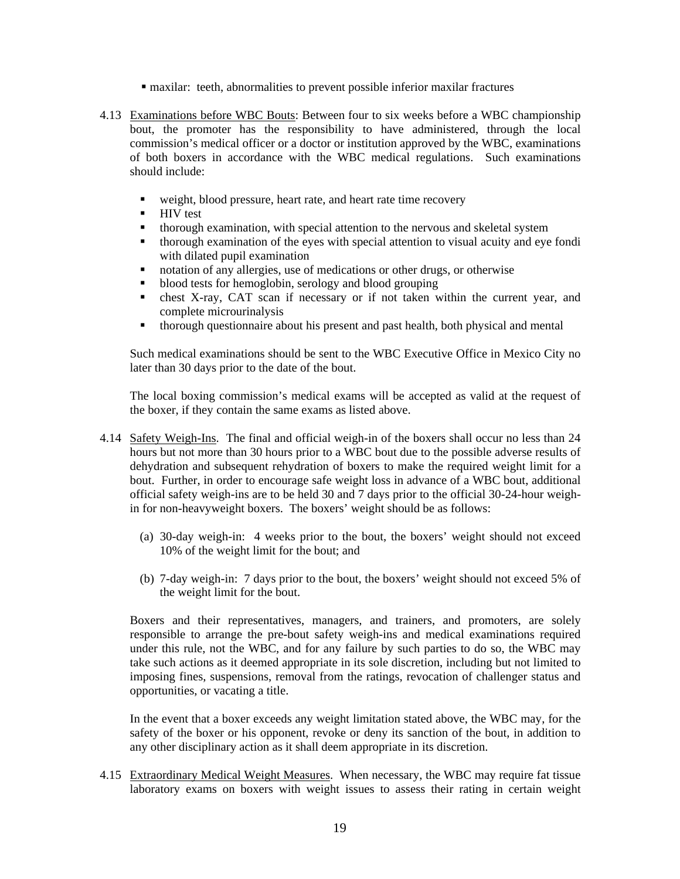- maxilar: teeth, abnormalities to prevent possible inferior maxilar fractures

4.13 Examinations before WBC Bouts: Between four to six weeks before a WBC championship bout, the promoter has the responsibility to have administered, through the local commission's medical officer or a doctor or institution approved by the WBC, examinations of both boxers in accordance with the WBC medical regulations. Such examinations should include:

- weight, blood pressure, heart rate, and heart rate time recovery
- HIV test
- thorough examination, with special attention to the nervous and skeletal system
- thorough examination of the eyes with special attention to visual acuity and eye fondi with dilated pupil examination
- notation of any allergies, use of medications or other drugs, or otherwise
- blood tests for hemoglobin, serology and blood grouping
- chest X-ray, CAT scan if necessary or if not taken within the current year, and complete microurinalysis
- thorough questionnaire about his present and past health, both physical and mental

Such medical examinations should be sent to the WBC Executive Office in Mexico City no later than 30 days prior to the date of the bout.

The local boxing commission's medical exams will be accepted as valid at the request of the boxer, if they contain the same exams as listed above.

4.14 Safety Weigh-Ins. The final and official weigh-in of the boxers shall occur no less than 24 hours but not more than 30 hours prior to a WBC bout due to the possible adverse results of dehydration and subsequent rehydration of boxers to make the required weight limit for a bout. Further, in order to encourage safe weight loss in advance of a WBC bout, additional official safety weigh-ins are to be held 30 and 7 days prior to the official 30-24-hour weigh-in for non-heavyweight boxers. The boxers' weight should be as follows:

(a) 30-day weigh-in: 4 weeks prior to the bout, the boxers' weight should not exceed 10% of the weight limit for the bout; and

(b) 7-day weigh-in: 7 days prior to the bout, the boxers' weight should not exceed 5% of the weight limit for the bout.

Boxers and their representatives, managers, and trainers, and promoters, are solely responsible to arrange the pre-bout safety weigh-ins and medical examinations required under this rule, not the WBC, and for any failure by such parties to do so, the WBC may take such actions as it deemed appropriate in its sole discretion, including but not limited to imposing fines, suspensions, removal from the ratings, revocation of challenger status and opportunities, or vacating a title.

In the event that a boxer exceeds any weight limitation stated above, the WBC may, for the safety of the boxer or his opponent, revoke or deny its sanction of the bout, in addition to any other disciplinary action as it shall deem appropriate in its discretion.

4.15 Extraordinary Medical Weight Measures. When necessary, the WBC may require fat tissue laboratory exams on boxers with weight issues to assess their rating in certain weight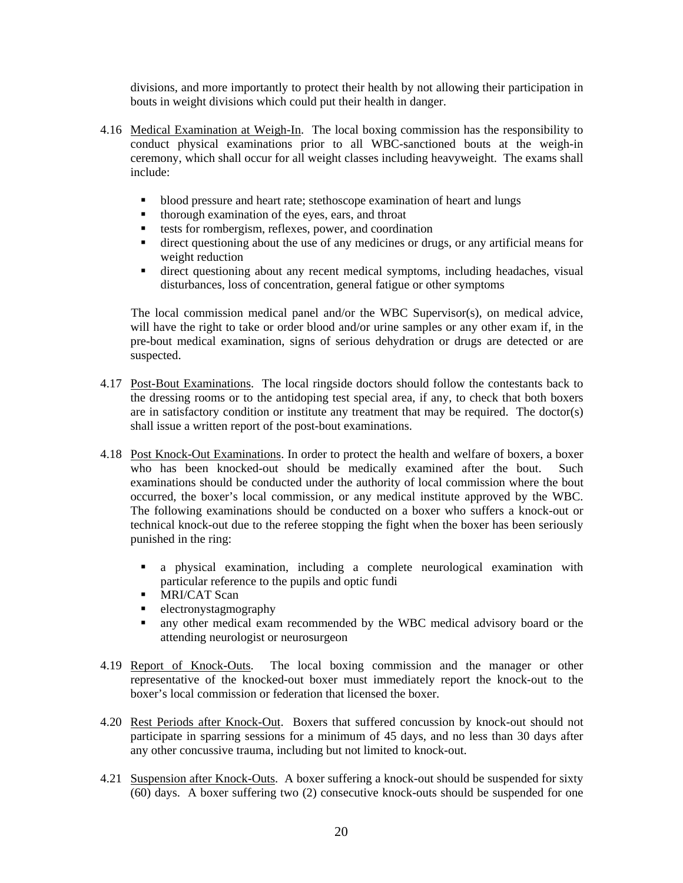divisions, and more importantly to protect their health by not allowing their participation in bouts in weight divisions which could put their health in danger.

4.16 Medical Examination at Weigh-In. The local boxing commission has the responsibility to conduct physical examinations prior to all WBC-sanctioned bouts at the weigh-in ceremony, which shall occur for all weight classes including heavyweight. The exams shall include:

- blood pressure and heart rate; stethoscope examination of heart and lungs
- thorough examination of the eyes, ears, and throat
- tests for rombergism, reflexes, power, and coordination
- direct questioning about the use of any medicines or drugs, or any artificial means for weight reduction
- direct questioning about any recent medical symptoms, including headaches, visual disturbances, loss of concentration, general fatigue or other symptoms

The local commission medical panel and/or the WBC Supervisor(s), on medical advice, will have the right to take or order blood and/or urine samples or any other exam if, in the pre-bout medical examination, signs of serious dehydration or drugs are detected or are suspected.

4.17 Post-Bout Examinations. The local ringside doctors should follow the contestants back to the dressing rooms or to the antidoping test special area, if any, to check that both boxers are in satisfactory condition or institute any treatment that may be required. The doctor(s) shall issue a written report of the post-bout examinations.

4.18 Post Knock-Out Examinations. In order to protect the health and welfare of boxers, a boxer who has been knocked-out should be medically examined after the bout. Such examinations should be conducted under the authority of local commission where the bout occurred, the boxer's local commission, or any medical institute approved by the WBC. The following examinations should be conducted on a boxer who suffers a knock-out or technical knock-out due to the referee stopping the fight when the boxer has been seriously punished in the ring:

- a physical examination, including a complete neurological examination with particular reference to the pupils and optic fundi
- MRI/CAT Scan
- electronystagmography
- any other medical exam recommended by the WBC medical advisory board or the attending neurologist or neurosurgeon

4.19 Report of Knock-Outs. The local boxing commission and the manager or other representative of the knocked-out boxer must immediately report the knock-out to the boxer's local commission or federation that licensed the boxer.

4.20 Rest Periods after Knock-Out. Boxers that suffered concussion by knock-out should not participate in sparring sessions for a minimum of 45 days, and no less than 30 days after any other concussive trauma, including but not limited to knock-out.

4.21 Suspension after Knock-Outs. A boxer suffering a knock-out should be suspended for sixty (60) days. A boxer suffering two (2) consecutive knock-outs should be suspended for one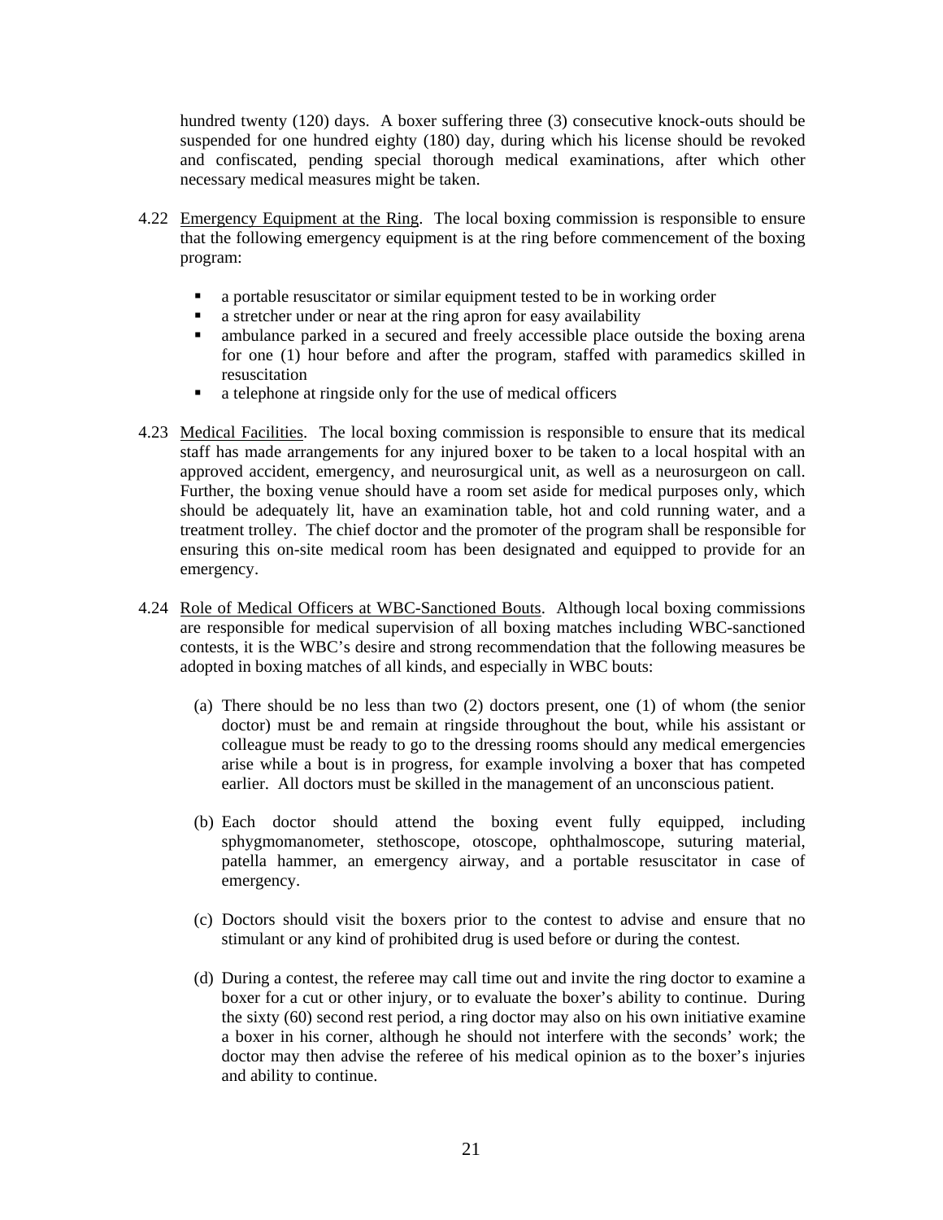hundred twenty (120) days. A boxer suffering three (3) consecutive knock-outs should be suspended for one hundred eighty (180) day, during which his license should be revoked and confiscated, pending special thorough medical examinations, after which other necessary medical measures might be taken.

4.22 Emergency Equipment at the Ring. The local boxing commission is responsible to ensure that the following emergency equipment is at the ring before commencement of the boxing program:

- a portable resuscitator or similar equipment tested to be in working order
- a stretcher under or near at the ring apron for easy availability
- ambulance parked in a secured and freely accessible place outside the boxing arena for one (1) hour before and after the program, staffed with paramedics skilled in resuscitation
- a telephone at ringside only for the use of medical officers

4.23 Medical Facilities. The local boxing commission is responsible to ensure that its medical staff has made arrangements for any injured boxer to be taken to a local hospital with an approved accident, emergency, and neurosurgical unit, as well as a neurosurgeon on call. Further, the boxing venue should have a room set aside for medical purposes only, which should be adequately lit, have an examination table, hot and cold running water, and a treatment trolley. The chief doctor and the promoter of the program shall be responsible for ensuring this on-site medical room has been designated and equipped to provide for an emergency.

4.24 Role of Medical Officers at WBC-Sanctioned Bouts. Although local boxing commissions are responsible for medical supervision of all boxing matches including WBC-sanctioned contests, it is the WBC's desire and strong recommendation that the following measures be adopted in boxing matches of all kinds, and especially in WBC bouts:

(a) There should be no less than two (2) doctors present, one (1) of whom (the senior doctor) must be and remain at ringside throughout the bout, while his assistant or colleague must be ready to go to the dressing rooms should any medical emergencies arise while a bout is in progress, for example involving a boxer that has competed earlier. All doctors must be skilled in the management of an unconscious patient.

(b) Each doctor should attend the boxing event fully equipped, including sphygmomanometer, stethoscope, otoscope, ophthalmoscope, suturing material, patella hammer, an emergency airway, and a portable resuscitator in case of emergency.

(c) Doctors should visit the boxers prior to the contest to advise and ensure that no stimulant or any kind of prohibited drug is used before or during the contest.

(d) During a contest, the referee may call time out and invite the ring doctor to examine a boxer for a cut or other injury, or to evaluate the boxer's ability to continue. During the sixty (60) second rest period, a ring doctor may also on his own initiative examine a boxer in his corner, although he should not interfere with the seconds' work; the doctor may then advise the referee of his medical opinion as to the boxer's injuries and ability to continue.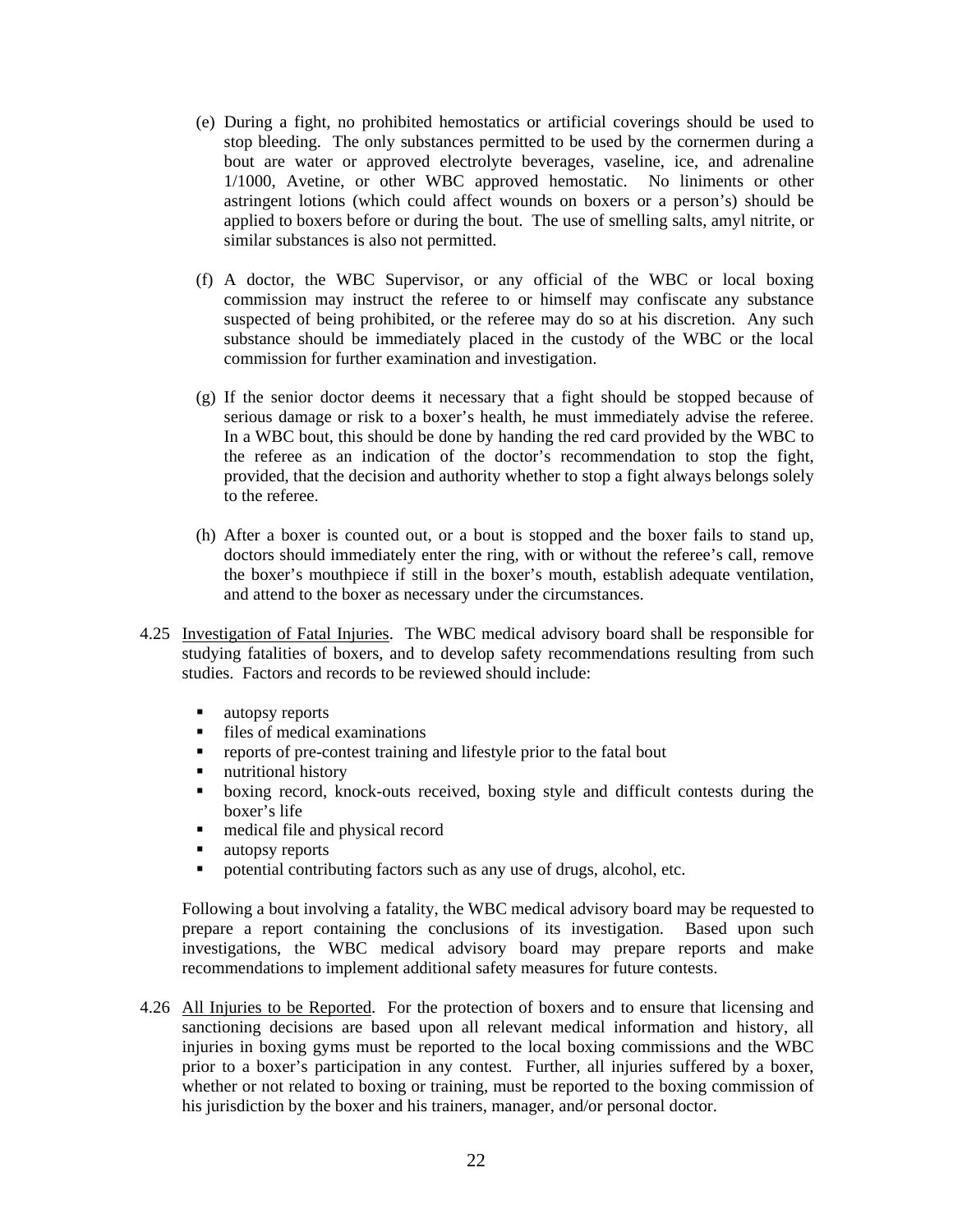(e) During a fight, no prohibited hemostatics or artificial coverings should be used to stop bleeding. The only substances permitted to be used by the cornermen during a bout are water or approved electrolyte beverages, vaseline, ice, and adrenaline 1/1000, Avetine, or other WBC approved hemostatic. No liniments or other astringent lotions (which could affect wounds on boxers or a person's) should be applied to boxers before or during the bout. The use of smelling salts, amyl nitrite, or similar substances is also not permitted.

(f) A doctor, the WBC Supervisor, or any official of the WBC or local boxing commission may instruct the referee to or himself may confiscate any substance suspected of being prohibited, or the referee may do so at his discretion. Any such substance should be immediately placed in the custody of the WBC or the local commission for further examination and investigation.

(g) If the senior doctor deems it necessary that a fight should be stopped because of serious damage or risk to a boxer's health, he must immediately advise the referee. In a WBC bout, this should be done by handing the red card provided by the WBC to the referee as an indication of the doctor's recommendation to stop the fight, provided, that the decision and authority whether to stop a fight always belongs solely to the referee.

(h) After a boxer is counted out, or a bout is stopped and the boxer fails to stand up, doctors should immediately enter the ring, with or without the referee's call, remove the boxer's mouthpiece if still in the boxer's mouth, establish adequate ventilation, and attend to the boxer as necessary under the circumstances.

4.25 Investigation of Fatal Injuries. The WBC medical advisory board shall be responsible for studying fatalities of boxers, and to develop safety recommendations resulting from such studies. Factors and records to be reviewed should include:

- autopsy reports
- files of medical examinations
- reports of pre-contest training and lifestyle prior to the fatal bout
- nutritional history
- boxing record, knock-outs received, boxing style and difficult contests during the boxer's life
- medical file and physical record
- autopsy reports
- potential contributing factors such as any use of drugs, alcohol, etc.

Following a bout involving a fatality, the WBC medical advisory board may be requested to prepare a report containing the conclusions of its investigation. Based upon such investigations, the WBC medical advisory board may prepare reports and make recommendations to implement additional safety measures for future contests.

4.26 All Injuries to be Reported. For the protection of boxers and to ensure that licensing and sanctioning decisions are based upon all relevant medical information and history, all injuries in boxing gyms must be reported to the local boxing commissions and the WBC prior to a boxer's participation in any contest. Further, all injuries suffered by a boxer, whether or not related to boxing or training, must be reported to the boxing commission of his jurisdiction by the boxer and his trainers, manager, and/or personal doctor.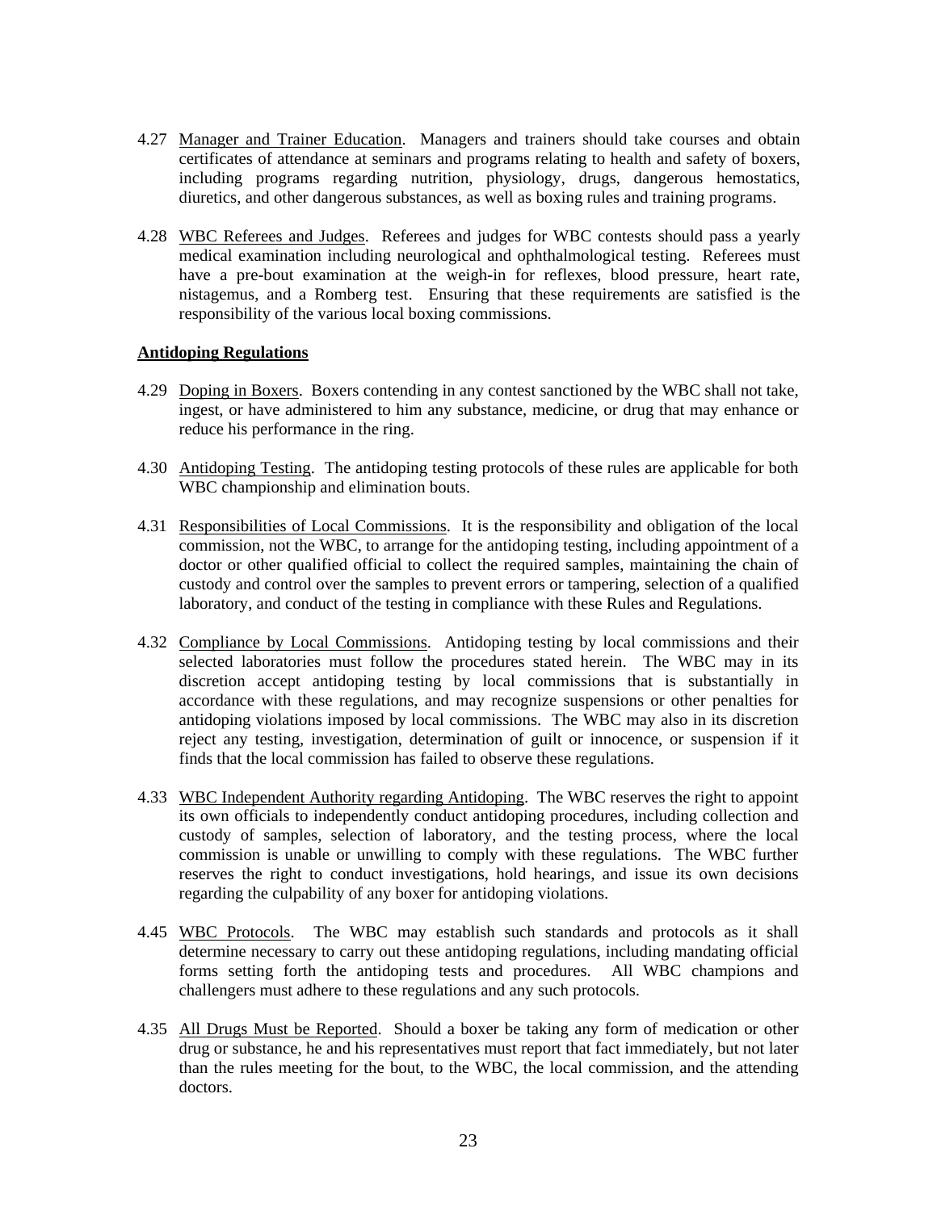4.27 Manager and Trainer Education. Managers and trainers should take courses and obtain certificates of attendance at seminars and programs relating to health and safety of boxers, including programs regarding nutrition, physiology, drugs, dangerous hemostatics, diuretics, and other dangerous substances, as well as boxing rules and training programs.

4.28 WBC Referees and Judges. Referees and judges for WBC contests should pass a yearly medical examination including neurological and ophthalmological testing. Referees must have a pre-bout examination at the weigh-in for reflexes, blood pressure, heart rate, nistagemus, and a Romberg test. Ensuring that these requirements are satisfied is the responsibility of the various local boxing commissions.

**Antidoping Regulations**

4.29 Doping in Boxers. Boxers contending in any contest sanctioned by the WBC shall not take, ingest, or have administered to him any substance, medicine, or drug that may enhance or reduce his performance in the ring.

4.30 Antidoping Testing. The antidoping testing protocols of these rules are applicable for both WBC championship and elimination bouts.

4.31 Responsibilities of Local Commissions. It is the responsibility and obligation of the local commission, not the WBC, to arrange for the antidoping testing, including appointment of a doctor or other qualified official to collect the required samples, maintaining the chain of custody and control over the samples to prevent errors or tampering, selection of a qualified laboratory, and conduct of the testing in compliance with these Rules and Regulations.

4.32 Compliance by Local Commissions. Antidoping testing by local commissions and their selected laboratories must follow the procedures stated herein. The WBC may in its discretion accept antidoping testing by local commissions that is substantially in accordance with these regulations, and may recognize suspensions or other penalties for antidoping violations imposed by local commissions. The WBC may also in its discretion reject any testing, investigation, determination of guilt or innocence, or suspension if it finds that the local commission has failed to observe these regulations.

4.33 WBC Independent Authority regarding Antidoping. The WBC reserves the right to appoint its own officials to independently conduct antidoping procedures, including collection and custody of samples, selection of laboratory, and the testing process, where the local commission is unable or unwilling to comply with these regulations. The WBC further reserves the right to conduct investigations, hold hearings, and issue its own decisions regarding the culpability of any boxer for antidoping violations.

4.45 WBC Protocols. The WBC may establish such standards and protocols as it shall determine necessary to carry out these antidoping regulations, including mandating official forms setting forth the antidoping tests and procedures. All WBC champions and challengers must adhere to these regulations and any such protocols.

4.35 All Drugs Must be Reported. Should a boxer be taking any form of medication or other drug or substance, he and his representatives must report that fact immediately, but not later than the rules meeting for the bout, to the WBC, the local commission, and the attending doctors.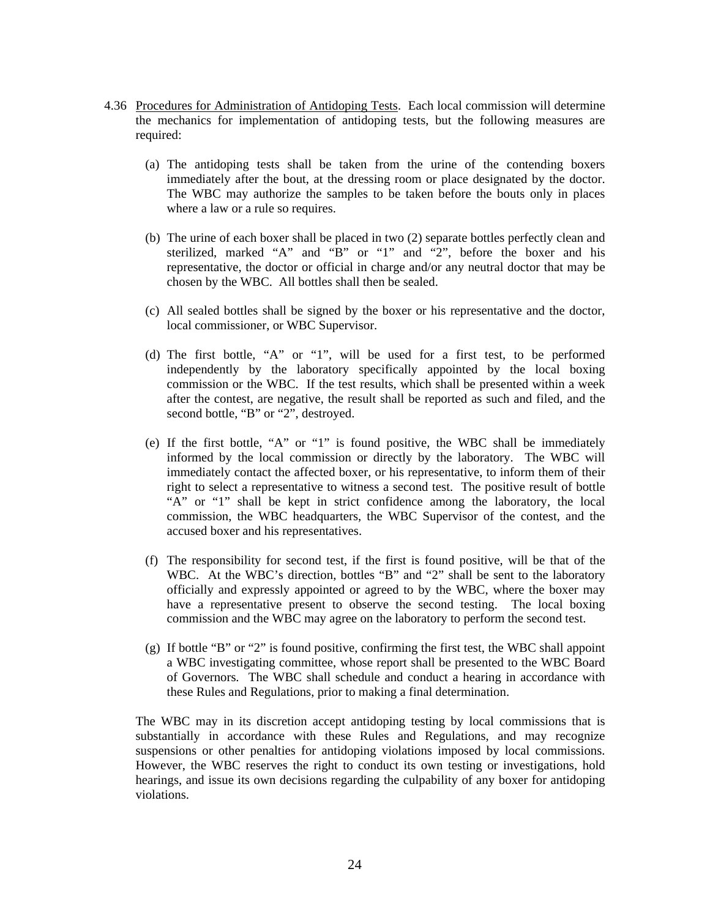4.36 Procedures for Administration of Antidoping Tests. Each local commission will determine the mechanics for implementation of antidoping tests, but the following measures are required:

(a) The antidoping tests shall be taken from the urine of the contending boxers immediately after the bout, at the dressing room or place designated by the doctor. The WBC may authorize the samples to be taken before the bouts only in places where a law or a rule so requires.

(b) The urine of each boxer shall be placed in two (2) separate bottles perfectly clean and sterilized, marked "A" and "B" or "1" and "2", before the boxer and his representative, the doctor or official in charge and/or any neutral doctor that may be chosen by the WBC. All bottles shall then be sealed.

(c) All sealed bottles shall be signed by the boxer or his representative and the doctor, local commissioner, or WBC Supervisor.

(d) The first bottle, "A" or "1", will be used for a first test, to be performed independently by the laboratory specifically appointed by the local boxing commission or the WBC. If the test results, which shall be presented within a week after the contest, are negative, the result shall be reported as such and filed, and the second bottle, "B" or "2", destroyed.

(e) If the first bottle, "A" or "1" is found positive, the WBC shall be immediately informed by the local commission or directly by the laboratory. The WBC will immediately contact the affected boxer, or his representative, to inform them of their right to select a representative to witness a second test. The positive result of bottle "A" or "1" shall be kept in strict confidence among the laboratory, the local commission, the WBC headquarters, the WBC Supervisor of the contest, and the accused boxer and his representatives.

(f) The responsibility for second test, if the first is found positive, will be that of the WBC. At the WBC's direction, bottles "B" and "2" shall be sent to the laboratory officially and expressly appointed or agreed to by the WBC, where the boxer may have a representative present to observe the second testing. The local boxing commission and the WBC may agree on the laboratory to perform the second test.

(g) If bottle "B" or "2" is found positive, confirming the first test, the WBC shall appoint a WBC investigating committee, whose report shall be presented to the WBC Board of Governors. The WBC shall schedule and conduct a hearing in accordance with these Rules and Regulations, prior to making a final determination.

The WBC may in its discretion accept antidoping testing by local commissions that is substantially in accordance with these Rules and Regulations, and may recognize suspensions or other penalties for antidoping violations imposed by local commissions. However, the WBC reserves the right to conduct its own testing or investigations, hold hearings, and issue its own decisions regarding the culpability of any boxer for antidoping violations.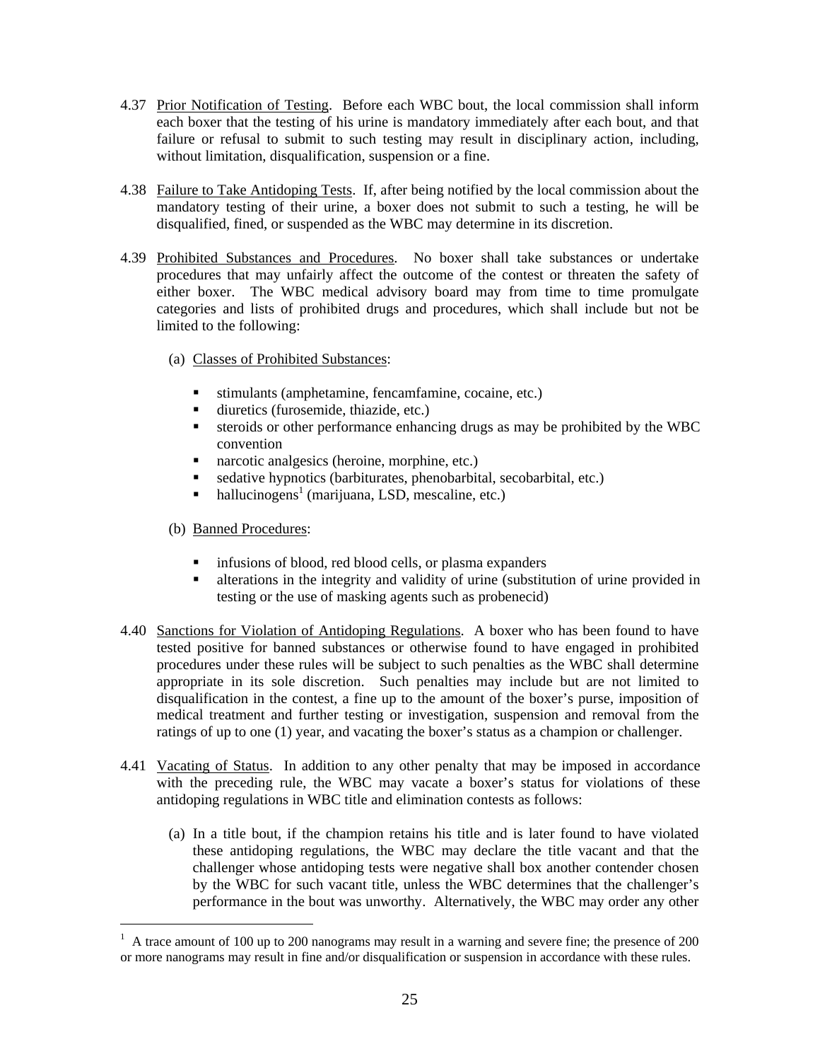4.37 Prior Notification of Testing. Before each WBC bout, the local commission shall inform each boxer that the testing of his urine is mandatory immediately after each bout, and that failure or refusal to submit to such testing may result in disciplinary action, including, without limitation, disqualification, suspension or a fine.

4.38 Failure to Take Antidoping Tests. If, after being notified by the local commission about the mandatory testing of their urine, a boxer does not submit to such a testing, he will be disqualified, fined, or suspended as the WBC may determine in its discretion.

4.39 Prohibited Substances and Procedures. No boxer shall take substances or undertake procedures that may unfairly affect the outcome of the contest or threaten the safety of either boxer. The WBC medical advisory board may from time to time promulgate categories and lists of prohibited drugs and procedures, which shall include but not be limited to the following:

(a) Classes of Prohibited Substances:

- stimulants (amphetamine, fencamfamine, cocaine, etc.)
- diuretics (furosemide, thiazide, etc.)
- steroids or other performance enhancing drugs as may be prohibited by the WBC convention
- narcotic analgesics (heroine, morphine, etc.)
- sedative hypnotics (barbiturates, phenobarbital, secobarbital, etc.)
- hallucinogens[1] (marijuana, LSD, mescaline, etc.)

(b) Banned Procedures:

- infusions of blood, red blood cells, or plasma expanders
- alterations in the integrity and validity of urine (substitution of urine provided in testing or the use of masking agents such as probenecid)

4.40 Sanctions for Violation of Antidoping Regulations. A boxer who has been found to have tested positive for banned substances or otherwise found to have engaged in prohibited procedures under these rules will be subject to such penalties as the WBC shall determine appropriate in its sole discretion. Such penalties may include but are not limited to disqualification in the contest, a fine up to the amount of the boxer's purse, imposition of medical treatment and further testing or investigation, suspension and removal from the ratings of up to one (1) year, and vacating the boxer's status as a champion or challenger.

4.41 Vacating of Status. In addition to any other penalty that may be imposed in accordance with the preceding rule, the WBC may vacate a boxer's status for violations of these antidoping regulations in WBC title and elimination contests as follows:

(a) In a title bout, if the champion retains his title and is later found to have violated these antidoping regulations, the WBC may declare the title vacant and that the challenger whose antidoping tests were negative shall box another contender chosen by the WBC for such vacant title, unless the WBC determines that the challenger's performance in the bout was unworthy. Alternatively, the WBC may order any other

[1] A trace amount of 100 up to 200 nanograms may result in a warning and severe fine; the presence of 200 or more nanograms may result in fine and/or disqualification or suspension in accordance with these rules.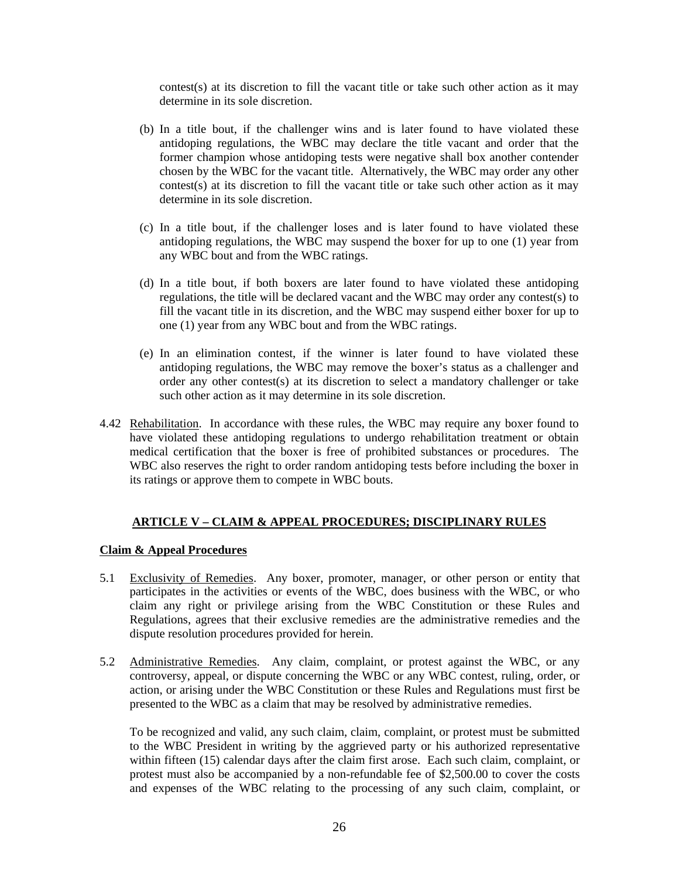contest(s) at its discretion to fill the vacant title or take such other action as it may determine in its sole discretion.

(b) In a title bout, if the challenger wins and is later found to have violated these antidoping regulations, the WBC may declare the title vacant and order that the former champion whose antidoping tests were negative shall box another contender chosen by the WBC for the vacant title. Alternatively, the WBC may order any other contest(s) at its discretion to fill the vacant title or take such other action as it may determine in its sole discretion.

(c) In a title bout, if the challenger loses and is later found to have violated these antidoping regulations, the WBC may suspend the boxer for up to one (1) year from any WBC bout and from the WBC ratings.

(d) In a title bout, if both boxers are later found to have violated these antidoping regulations, the title will be declared vacant and the WBC may order any contest(s) to fill the vacant title in its discretion, and the WBC may suspend either boxer for up to one (1) year from any WBC bout and from the WBC ratings.

(e) In an elimination contest, if the winner is later found to have violated these antidoping regulations, the WBC may remove the boxer's status as a challenger and order any other contest(s) at its discretion to select a mandatory challenger or take such other action as it may determine in its sole discretion.

4.42 Rehabilitation. In accordance with these rules, the WBC may require any boxer found to have violated these antidoping regulations to undergo rehabilitation treatment or obtain medical certification that the boxer is free of prohibited substances or procedures. The WBC also reserves the right to order random antidoping tests before including the boxer in its ratings or approve them to compete in WBC bouts.

## ARTICLE V – CLAIM & APPEAL PROCEDURES; DISCIPLINARY RULES

### Claim & Appeal Procedures

5.1 Exclusivity of Remedies. Any boxer, promoter, manager, or other person or entity that participates in the activities or events of the WBC, does business with the WBC, or who claim any right or privilege arising from the WBC Constitution or these Rules and Regulations, agrees that their exclusive remedies are the administrative remedies and the dispute resolution procedures provided for herein.

5.2 Administrative Remedies. Any claim, complaint, or protest against the WBC, or any controversy, appeal, or dispute concerning the WBC or any WBC contest, ruling, order, or action, or arising under the WBC Constitution or these Rules and Regulations must first be presented to the WBC as a claim that may be resolved by administrative remedies.

To be recognized and valid, any such claim, claim, complaint, or protest must be submitted to the WBC President in writing by the aggrieved party or his authorized representative within fifteen (15) calendar days after the claim first arose. Each such claim, complaint, or protest must also be accompanied by a non-refundable fee of $2,500.00 to cover the costs and expenses of the WBC relating to the processing of any such claim, complaint, or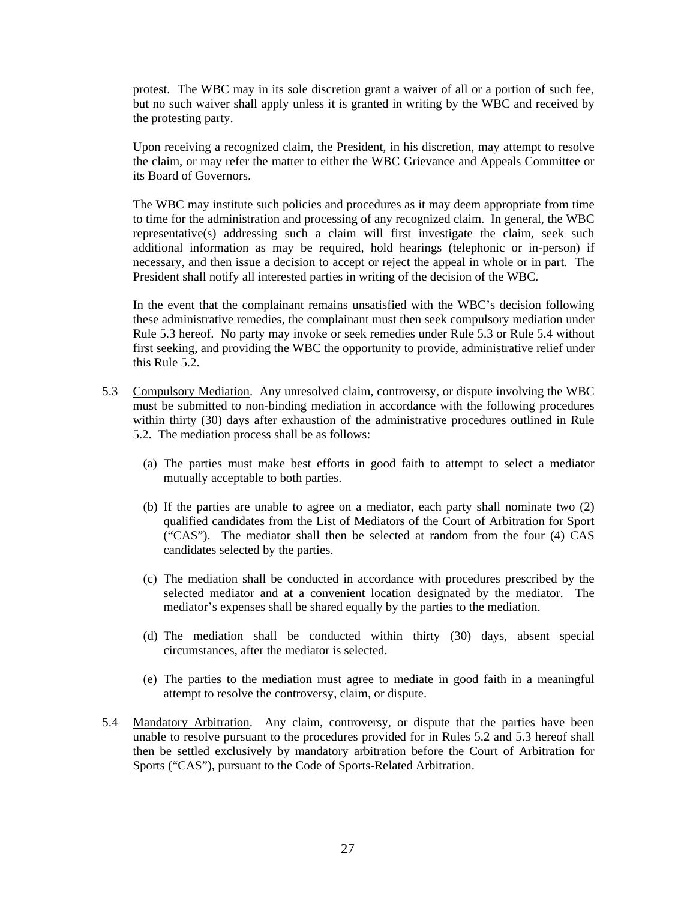protest. The WBC may in its sole discretion grant a waiver of all or a portion of such fee, but no such waiver shall apply unless it is granted in writing by the WBC and received by the protesting party.

Upon receiving a recognized claim, the President, in his discretion, may attempt to resolve the claim, or may refer the matter to either the WBC Grievance and Appeals Committee or its Board of Governors.

The WBC may institute such policies and procedures as it may deem appropriate from time to time for the administration and processing of any recognized claim. In general, the WBC representative(s) addressing such a claim will first investigate the claim, seek such additional information as may be required, hold hearings (telephonic or in-person) if necessary, and then issue a decision to accept or reject the appeal in whole or in part. The President shall notify all interested parties in writing of the decision of the WBC.

In the event that the complainant remains unsatisfied with the WBC's decision following these administrative remedies, the complainant must then seek compulsory mediation under Rule 5.3 hereof. No party may invoke or seek remedies under Rule 5.3 or Rule 5.4 without first seeking, and providing the WBC the opportunity to provide, administrative relief under this Rule 5.2.

5.3 Compulsory Mediation. Any unresolved claim, controversy, or dispute involving the WBC must be submitted to non-binding mediation in accordance with the following procedures within thirty (30) days after exhaustion of the administrative procedures outlined in Rule 5.2. The mediation process shall be as follows:

(a) The parties must make best efforts in good faith to attempt to select a mediator mutually acceptable to both parties.

(b) If the parties are unable to agree on a mediator, each party shall nominate two (2) qualified candidates from the List of Mediators of the Court of Arbitration for Sport ("CAS"). The mediator shall then be selected at random from the four (4) CAS candidates selected by the parties.

(c) The mediation shall be conducted in accordance with procedures prescribed by the selected mediator and at a convenient location designated by the mediator. The mediator's expenses shall be shared equally by the parties to the mediation.

(d) The mediation shall be conducted within thirty (30) days, absent special circumstances, after the mediator is selected.

(e) The parties to the mediation must agree to mediate in good faith in a meaningful attempt to resolve the controversy, claim, or dispute.

5.4 Mandatory Arbitration. Any claim, controversy, or dispute that the parties have been unable to resolve pursuant to the procedures provided for in Rules 5.2 and 5.3 hereof shall then be settled exclusively by mandatory arbitration before the Court of Arbitration for Sports ("CAS"), pursuant to the Code of Sports-Related Arbitration.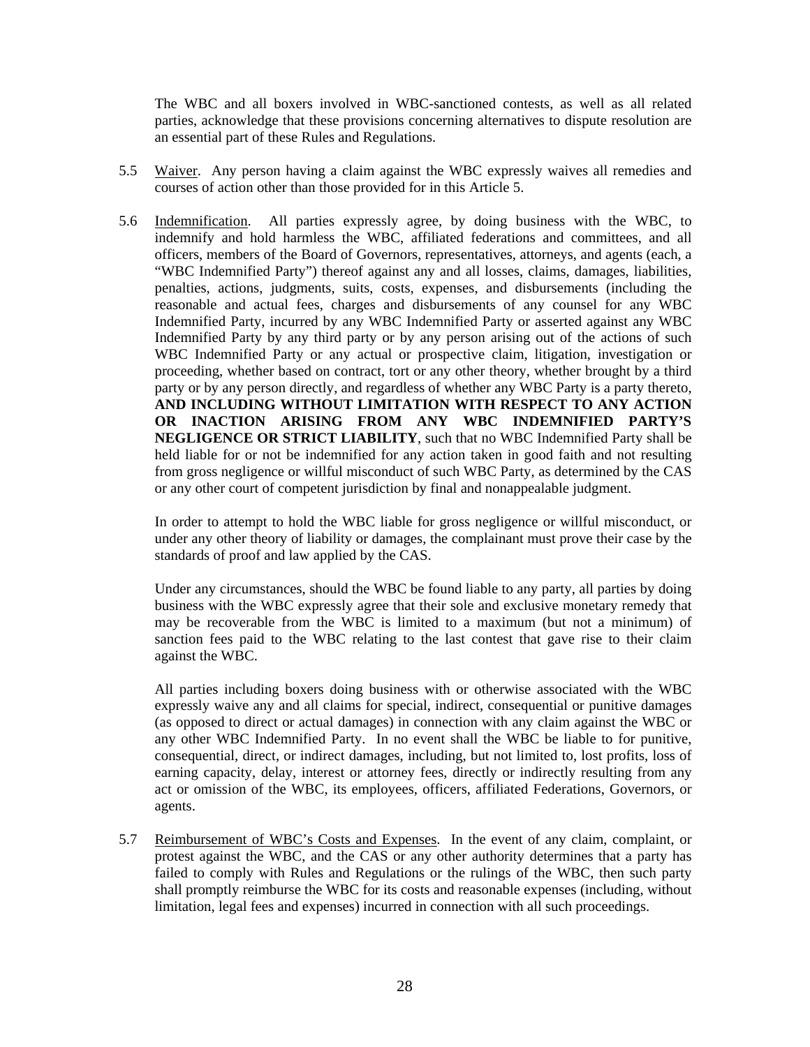The WBC and all boxers involved in WBC-sanctioned contests, as well as all related parties, acknowledge that these provisions concerning alternatives to dispute resolution are an essential part of these Rules and Regulations.

5.5 Waiver. Any person having a claim against the WBC expressly waives all remedies and courses of action other than those provided for in this Article 5.

5.6 Indemnification. All parties expressly agree, by doing business with the WBC, to indemnify and hold harmless the WBC, affiliated federations and committees, and all officers, members of the Board of Governors, representatives, attorneys, and agents (each, a "WBC Indemnified Party") thereof against any and all losses, claims, damages, liabilities, penalties, actions, judgments, suits, costs, expenses, and disbursements (including the reasonable and actual fees, charges and disbursements of any counsel for any WBC Indemnified Party, incurred by any WBC Indemnified Party or asserted against any WBC Indemnified Party by any third party or by any person arising out of the actions of such WBC Indemnified Party or any actual or prospective claim, litigation, investigation or proceeding, whether based on contract, tort or any other theory, whether brought by a third party or by any person directly, and regardless of whether any WBC Party is a party thereto, **AND INCLUDING WITHOUT LIMITATION WITH RESPECT TO ANY ACTION OR INACTION ARISING FROM ANY WBC INDEMNIFIED PARTY'S NEGLIGENCE OR STRICT LIABILITY**, such that no WBC Indemnified Party shall be held liable for or not be indemnified for any action taken in good faith and not resulting from gross negligence or willful misconduct of such WBC Party, as determined by the CAS or any other court of competent jurisdiction by final and nonappealable judgment.

In order to attempt to hold the WBC liable for gross negligence or willful misconduct, or under any other theory of liability or damages, the complainant must prove their case by the standards of proof and law applied by the CAS.

Under any circumstances, should the WBC be found liable to any party, all parties by doing business with the WBC expressly agree that their sole and exclusive monetary remedy that may be recoverable from the WBC is limited to a maximum (but not a minimum) of sanction fees paid to the WBC relating to the last contest that gave rise to their claim against the WBC.

All parties including boxers doing business with or otherwise associated with the WBC expressly waive any and all claims for special, indirect, consequential or punitive damages (as opposed to direct or actual damages) in connection with any claim against the WBC or any other WBC Indemnified Party. In no event shall the WBC be liable to for punitive, consequential, direct, or indirect damages, including, but not limited to, lost profits, loss of earning capacity, delay, interest or attorney fees, directly or indirectly resulting from any act or omission of the WBC, its employees, officers, affiliated Federations, Governors, or agents.

5.7 Reimbursement of WBC's Costs and Expenses. In the event of any claim, complaint, or protest against the WBC, and the CAS or any other authority determines that a party has failed to comply with Rules and Regulations or the rulings of the WBC, then such party shall promptly reimburse the WBC for its costs and reasonable expenses (including, without limitation, legal fees and expenses) incurred in connection with all such proceedings.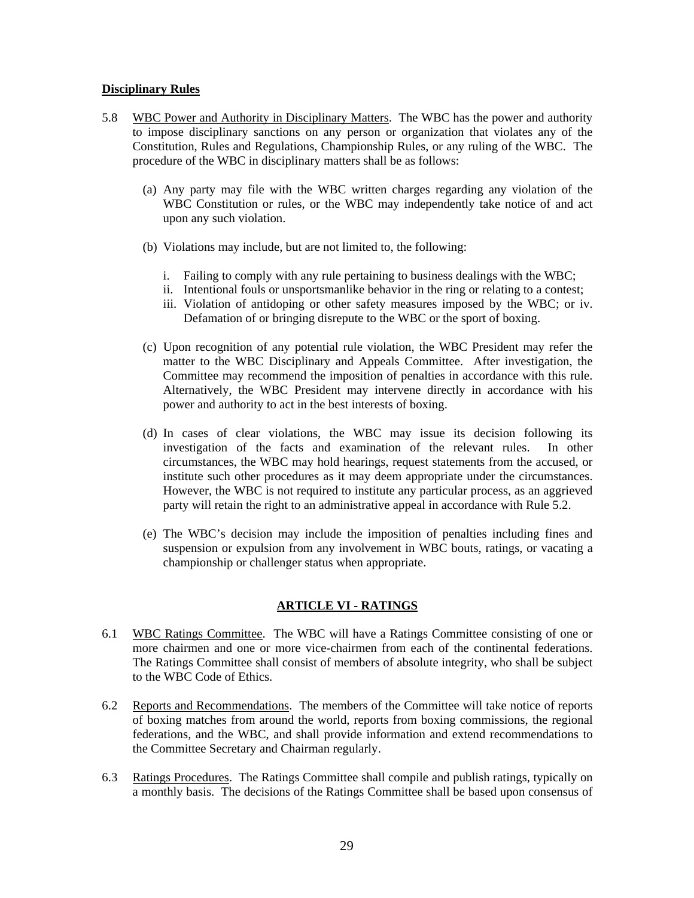**Disciplinary Rules**

5.8 WBC Power and Authority in Disciplinary Matters. The WBC has the power and authority to impose disciplinary sanctions on any person or organization that violates any of the Constitution, Rules and Regulations, Championship Rules, or any ruling of the WBC. The procedure of the WBC in disciplinary matters shall be as follows:

(a) Any party may file with the WBC written charges regarding any violation of the WBC Constitution or rules, or the WBC may independently take notice of and act upon any such violation.

(b) Violations may include, but are not limited to, the following:

i. Failing to comply with any rule pertaining to business dealings with the WBC;
ii. Intentional fouls or unsportsmanlike behavior in the ring or relating to a contest;
iii. Violation of antidoping or other safety measures imposed by the WBC; or iv. Defamation of or bringing disrepute to the WBC or the sport of boxing.

(c) Upon recognition of any potential rule violation, the WBC President may refer the matter to the WBC Disciplinary and Appeals Committee. After investigation, the Committee may recommend the imposition of penalties in accordance with this rule. Alternatively, the WBC President may intervene directly in accordance with his power and authority to act in the best interests of boxing.

(d) In cases of clear violations, the WBC may issue its decision following its investigation of the facts and examination of the relevant rules. In other circumstances, the WBC may hold hearings, request statements from the accused, or institute such other procedures as it may deem appropriate under the circumstances. However, the WBC is not required to institute any particular process, as an aggrieved party will retain the right to an administrative appeal in accordance with Rule 5.2.

(e) The WBC's decision may include the imposition of penalties including fines and suspension or expulsion from any involvement in WBC bouts, ratings, or vacating a championship or challenger status when appropriate.

## ARTICLE VI - RATINGS

6.1 WBC Ratings Committee. The WBC will have a Ratings Committee consisting of one or more chairmen and one or more vice-chairmen from each of the continental federations. The Ratings Committee shall consist of members of absolute integrity, who shall be subject to the WBC Code of Ethics.

6.2 Reports and Recommendations. The members of the Committee will take notice of reports of boxing matches from around the world, reports from boxing commissions, the regional federations, and the WBC, and shall provide information and extend recommendations to the Committee Secretary and Chairman regularly.

6.3 Ratings Procedures. The Ratings Committee shall compile and publish ratings, typically on a monthly basis. The decisions of the Ratings Committee shall be based upon consensus of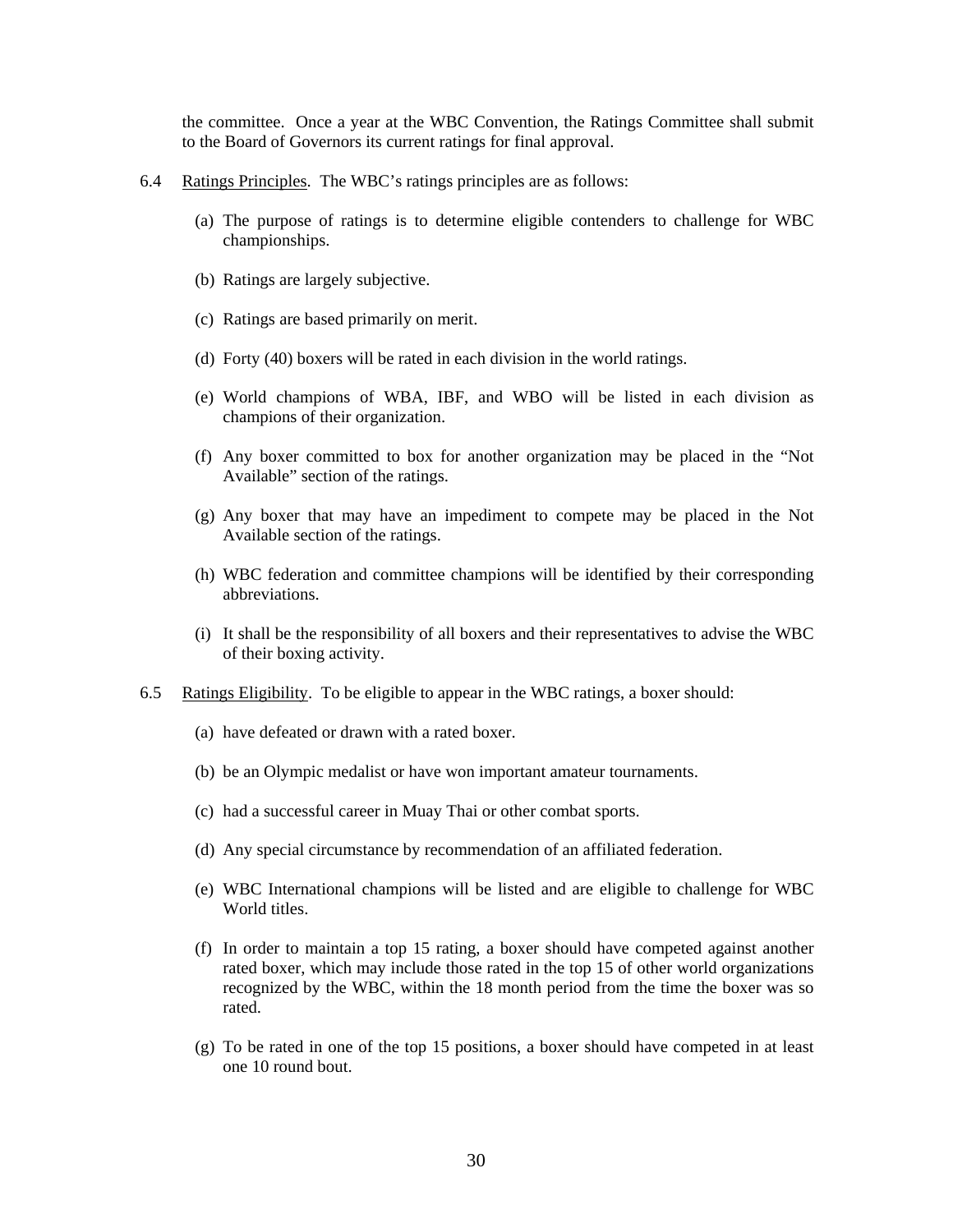the committee. Once a year at the WBC Convention, the Ratings Committee shall submit to the Board of Governors its current ratings for final approval.

6.4 Ratings Principles. The WBC's ratings principles are as follows:

(a) The purpose of ratings is to determine eligible contenders to challenge for WBC championships.

(b) Ratings are largely subjective.

(c) Ratings are based primarily on merit.

(d) Forty (40) boxers will be rated in each division in the world ratings.

(e) World champions of WBA, IBF, and WBO will be listed in each division as champions of their organization.

(f) Any boxer committed to box for another organization may be placed in the "Not Available" section of the ratings.

(g) Any boxer that may have an impediment to compete may be placed in the Not Available section of the ratings.

(h) WBC federation and committee champions will be identified by their corresponding abbreviations.

(i) It shall be the responsibility of all boxers and their representatives to advise the WBC of their boxing activity.

6.5 Ratings Eligibility. To be eligible to appear in the WBC ratings, a boxer should:

(a) have defeated or drawn with a rated boxer.

(b) be an Olympic medalist or have won important amateur tournaments.

(c) had a successful career in Muay Thai or other combat sports.

(d) Any special circumstance by recommendation of an affiliated federation.

(e) WBC International champions will be listed and are eligible to challenge for WBC World titles.

(f) In order to maintain a top 15 rating, a boxer should have competed against another rated boxer, which may include those rated in the top 15 of other world organizations recognized by the WBC, within the 18 month period from the time the boxer was so rated.

(g) To be rated in one of the top 15 positions, a boxer should have competed in at least one 10 round bout.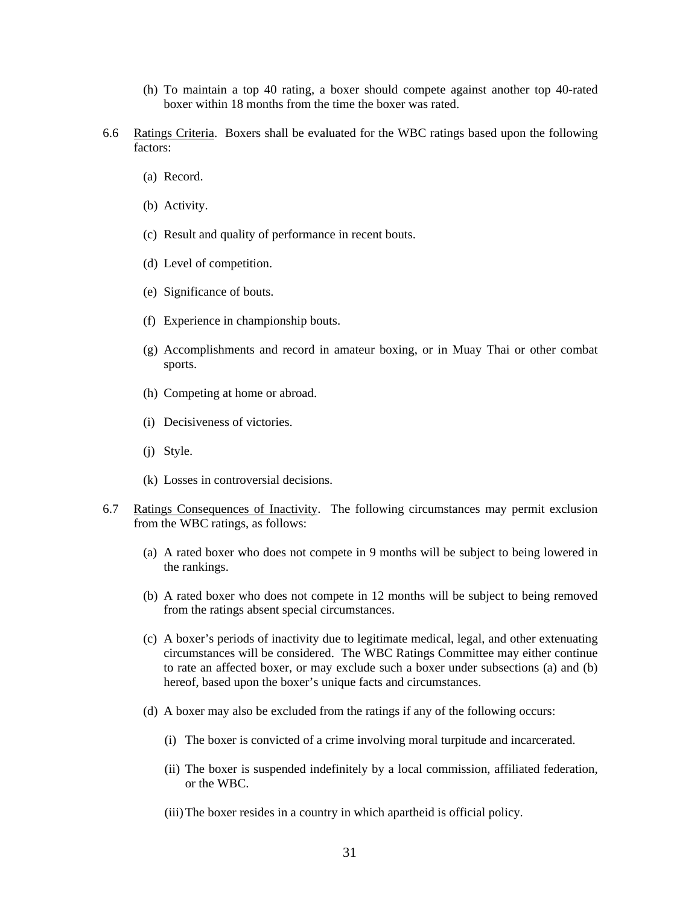(h) To maintain a top 40 rating, a boxer should compete against another top 40-rated boxer within 18 months from the time the boxer was rated.

6.6 Ratings Criteria. Boxers shall be evaluated for the WBC ratings based upon the following factors:

(a) Record.

(b) Activity.

(c) Result and quality of performance in recent bouts.

(d) Level of competition.

(e) Significance of bouts.

(f) Experience in championship bouts.

(g) Accomplishments and record in amateur boxing, or in Muay Thai or other combat sports.

(h) Competing at home or abroad.

(i) Decisiveness of victories.

(j) Style.

(k) Losses in controversial decisions.

6.7 Ratings Consequences of Inactivity. The following circumstances may permit exclusion from the WBC ratings, as follows:

(a) A rated boxer who does not compete in 9 months will be subject to being lowered in the rankings.

(b) A rated boxer who does not compete in 12 months will be subject to being removed from the ratings absent special circumstances.

(c) A boxer's periods of inactivity due to legitimate medical, legal, and other extenuating circumstances will be considered. The WBC Ratings Committee may either continue to rate an affected boxer, or may exclude such a boxer under subsections (a) and (b) hereof, based upon the boxer's unique facts and circumstances.

(d) A boxer may also be excluded from the ratings if any of the following occurs:

(i) The boxer is convicted of a crime involving moral turpitude and incarcerated.

(ii) The boxer is suspended indefinitely by a local commission, affiliated federation, or the WBC.

(iii) The boxer resides in a country in which apartheid is official policy.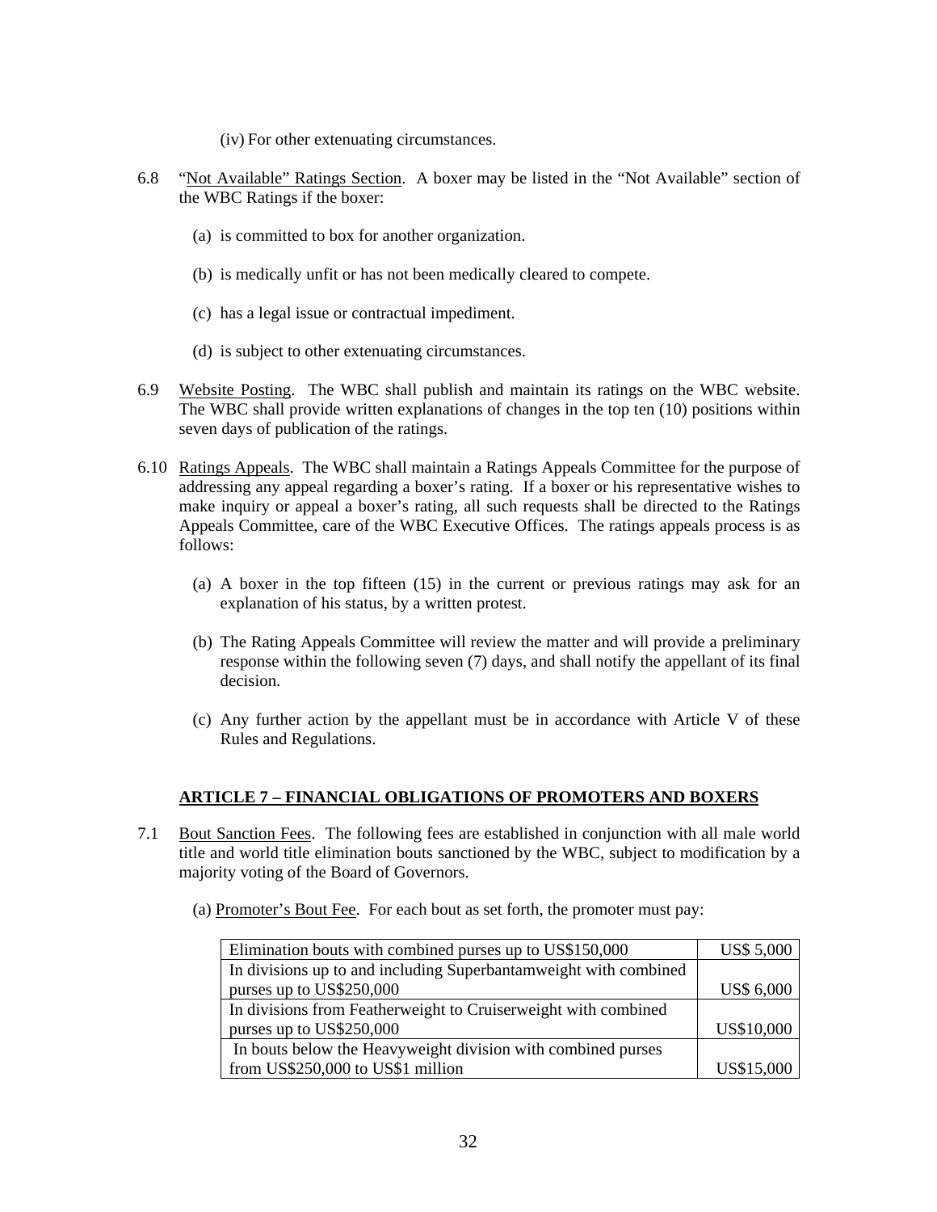(iv) For other extenuating circumstances.

6.8 “Not Available” Ratings Section. A boxer may be listed in the “Not Available” section of the WBC Ratings if the boxer:

(a) is committed to box for another organization.

(b) is medically unfit or has not been medically cleared to compete.

(c) has a legal issue or contractual impediment.

(d) is subject to other extenuating circumstances.

6.9 Website Posting. The WBC shall publish and maintain its ratings on the WBC website. The WBC shall provide written explanations of changes in the top ten (10) positions within seven days of publication of the ratings.

6.10 Ratings Appeals. The WBC shall maintain a Ratings Appeals Committee for the purpose of addressing any appeal regarding a boxer’s rating. If a boxer or his representative wishes to make inquiry or appeal a boxer’s rating, all such requests shall be directed to the Ratings Appeals Committee, care of the WBC Executive Offices. The ratings appeals process is as follows:

(a) A boxer in the top fifteen (15) in the current or previous ratings may ask for an explanation of his status, by a written protest.

(b) The Rating Appeals Committee will review the matter and will provide a preliminary response within the following seven (7) days, and shall notify the appellant of its final decision.

(c) Any further action by the appellant must be in accordance with Article V of these Rules and Regulations.

## ARTICLE 7 – FINANCIAL OBLIGATIONS OF PROMOTERS AND BOXERS

7.1 Bout Sanction Fees. The following fees are established in conjunction with all male world title and world title elimination bouts sanctioned by the WBC, subject to modification by a majority voting of the Board of Governors.

(a) Promoter’s Bout Fee. For each bout as set forth, the promoter must pay:

| | |
|---|---|
| Elimination bouts with combined purses up to US$150,000 | US$ 5,000 |
| In divisions up to and including Superbantamweight with combined purses up to US$250,000 | US$ 6,000 |
| In divisions from Featherweight to Cruiserweight with combined purses up to US$250,000 | US$10,000 |
| In bouts below the Heavyweight division with combined purses from US$250,000 to US$1 million | US$15,000 |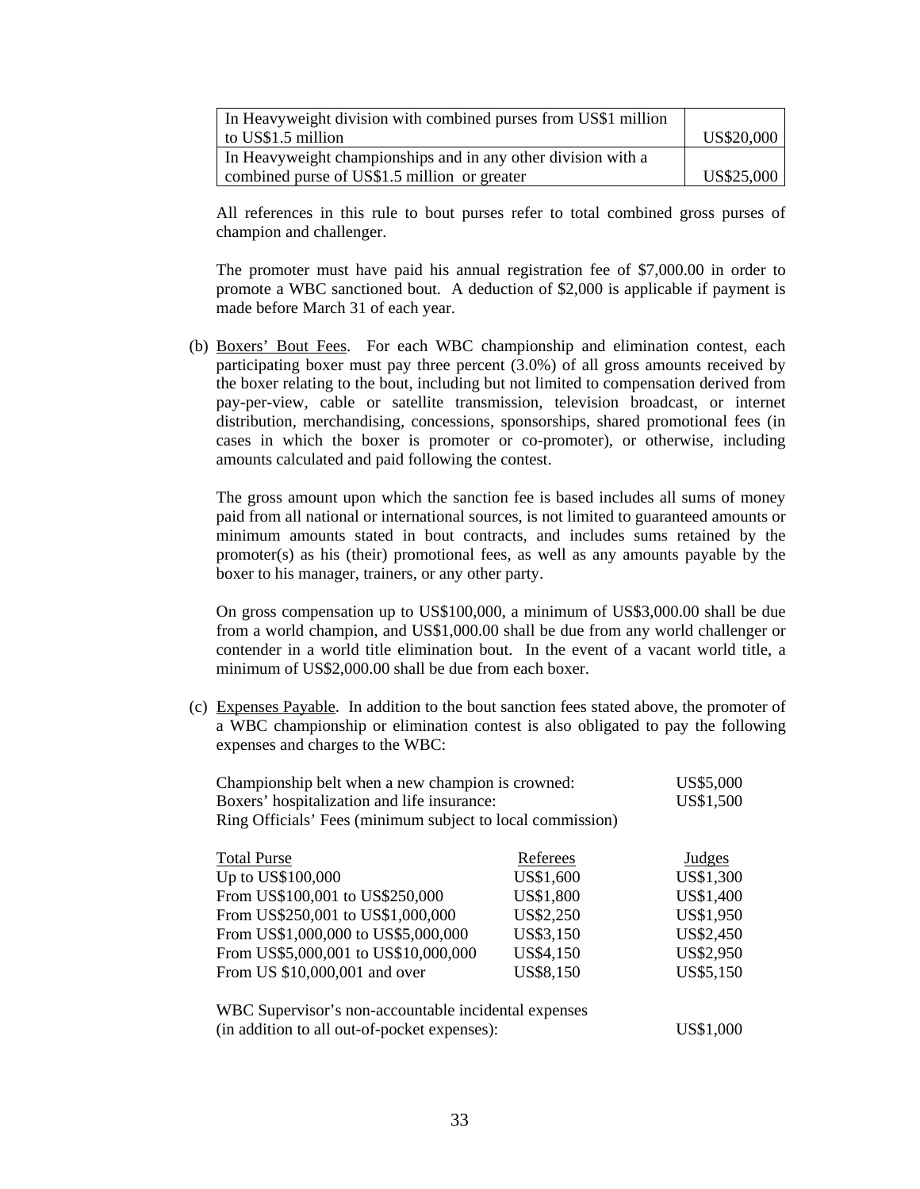| | |
|---|---|
| In Heavyweight division with combined purses from US$1 million to US$1.5 million | US$20,000 |
| In Heavyweight championships and in any other division with a combined purse of US$1.5 million or greater | US$25,000 |

All references in this rule to bout purses refer to total combined gross purses of champion and challenger.

The promoter must have paid his annual registration fee of $7,000.00 in order to promote a WBC sanctioned bout. A deduction of $2,000 is applicable if payment is made before March 31 of each year.

(b) Boxers' Bout Fees. For each WBC championship and elimination contest, each participating boxer must pay three percent (3.0%) of all gross amounts received by the boxer relating to the bout, including but not limited to compensation derived from pay-per-view, cable or satellite transmission, television broadcast, or internet distribution, merchandising, concessions, sponsorships, shared promotional fees (in cases in which the boxer is promoter or co-promoter), or otherwise, including amounts calculated and paid following the contest.

The gross amount upon which the sanction fee is based includes all sums of money paid from all national or international sources, is not limited to guaranteed amounts or minimum amounts stated in bout contracts, and includes sums retained by the promoter(s) as his (their) promotional fees, as well as any amounts payable by the boxer to his manager, trainers, or any other party.

On gross compensation up to US$100,000, a minimum of US$3,000.00 shall be due from a world champion, and US$1,000.00 shall be due from any world challenger or contender in a world title elimination bout. In the event of a vacant world title, a minimum of US$2,000.00 shall be due from each boxer.

(c) Expenses Payable. In addition to the bout sanction fees stated above, the promoter of a WBC championship or elimination contest is also obligated to pay the following expenses and charges to the WBC:

| | |
|---|---|
| Championship belt when a new champion is crowned: | US$5,000 |
| Boxers' hospitalization and life insurance: | US$1,500 |
| Ring Officials' Fees (minimum subject to local commission) | |

| Total Purse | Referees | Judges |
|---|---|---|
| Up to US$100,000 | US$1,600 | US$1,300 |
| From US$100,001 to US$250,000 | US$1,800 | US$1,400 |
| From US$250,001 to US$1,000,000 | US$2,250 | US$1,950 |
| From US$1,000,000 to US$5,000,000 | US$3,150 | US$2,450 |
| From US$5,000,001 to US$10,000,000 | US$4,150 | US$2,950 |
| From US $10,000,001 and over | US$8,150 | US$5,150 |

| | |
|---|---|
| WBC Supervisor's non-accountable incidental expenses (in addition to all out-of-pocket expenses): | US$1,000 |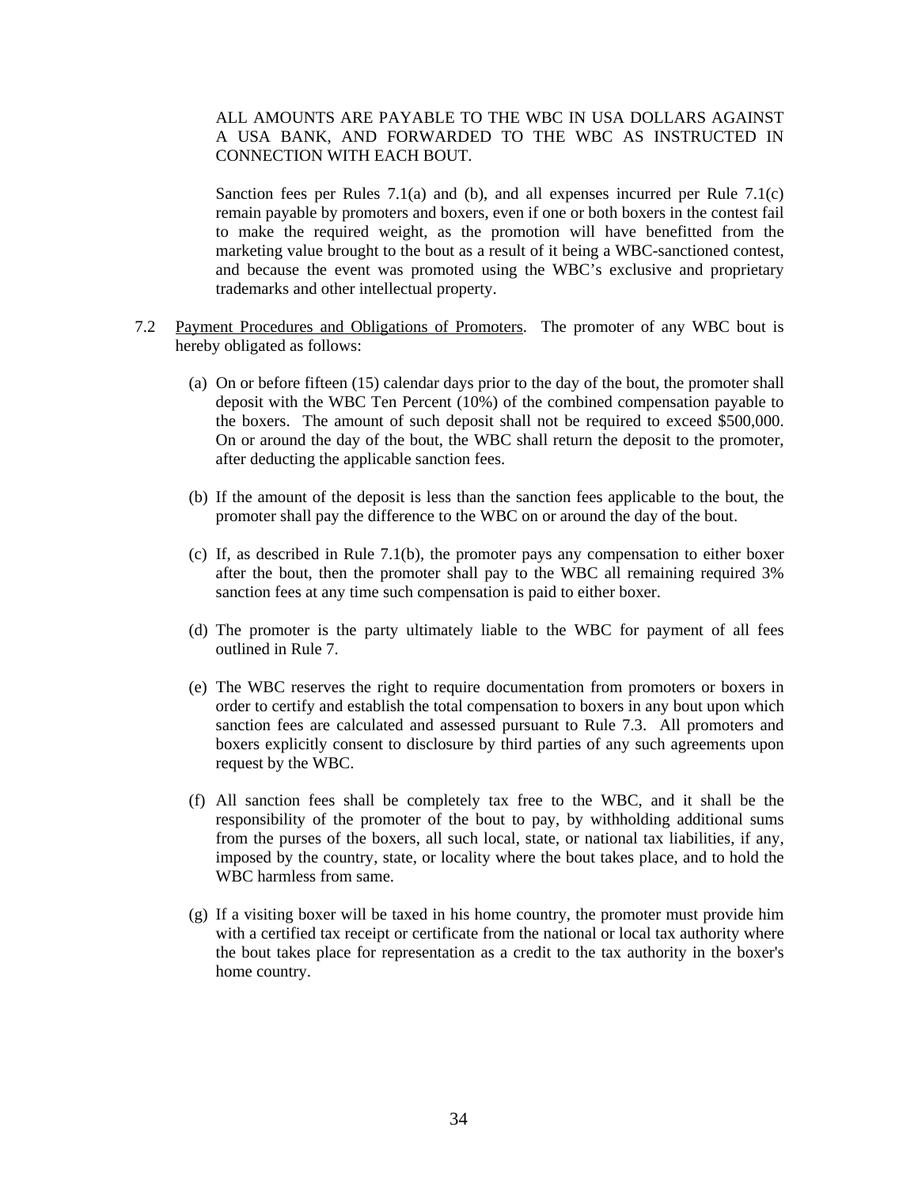ALL AMOUNTS ARE PAYABLE TO THE WBC IN USA DOLLARS AGAINST A USA BANK, AND FORWARDED TO THE WBC AS INSTRUCTED IN CONNECTION WITH EACH BOUT.

Sanction fees per Rules 7.1(a) and (b), and all expenses incurred per Rule 7.1(c) remain payable by promoters and boxers, even if one or both boxers in the contest fail to make the required weight, as the promotion will have benefitted from the marketing value brought to the bout as a result of it being a WBC-sanctioned contest, and because the event was promoted using the WBC's exclusive and proprietary trademarks and other intellectual property.

7.2 Payment Procedures and Obligations of Promoters. The promoter of any WBC bout is hereby obligated as follows:

(a) On or before fifteen (15) calendar days prior to the day of the bout, the promoter shall deposit with the WBC Ten Percent (10%) of the combined compensation payable to the boxers. The amount of such deposit shall not be required to exceed $500,000. On or around the day of the bout, the WBC shall return the deposit to the promoter, after deducting the applicable sanction fees.

(b) If the amount of the deposit is less than the sanction fees applicable to the bout, the promoter shall pay the difference to the WBC on or around the day of the bout.

(c) If, as described in Rule 7.1(b), the promoter pays any compensation to either boxer after the bout, then the promoter shall pay to the WBC all remaining required 3% sanction fees at any time such compensation is paid to either boxer.

(d) The promoter is the party ultimately liable to the WBC for payment of all fees outlined in Rule 7.

(e) The WBC reserves the right to require documentation from promoters or boxers in order to certify and establish the total compensation to boxers in any bout upon which sanction fees are calculated and assessed pursuant to Rule 7.3. All promoters and boxers explicitly consent to disclosure by third parties of any such agreements upon request by the WBC.

(f) All sanction fees shall be completely tax free to the WBC, and it shall be the responsibility of the promoter of the bout to pay, by withholding additional sums from the purses of the boxers, all such local, state, or national tax liabilities, if any, imposed by the country, state, or locality where the bout takes place, and to hold the WBC harmless from same.

(g) If a visiting boxer will be taxed in his home country, the promoter must provide him with a certified tax receipt or certificate from the national or local tax authority where the bout takes place for representation as a credit to the tax authority in the boxer's home country.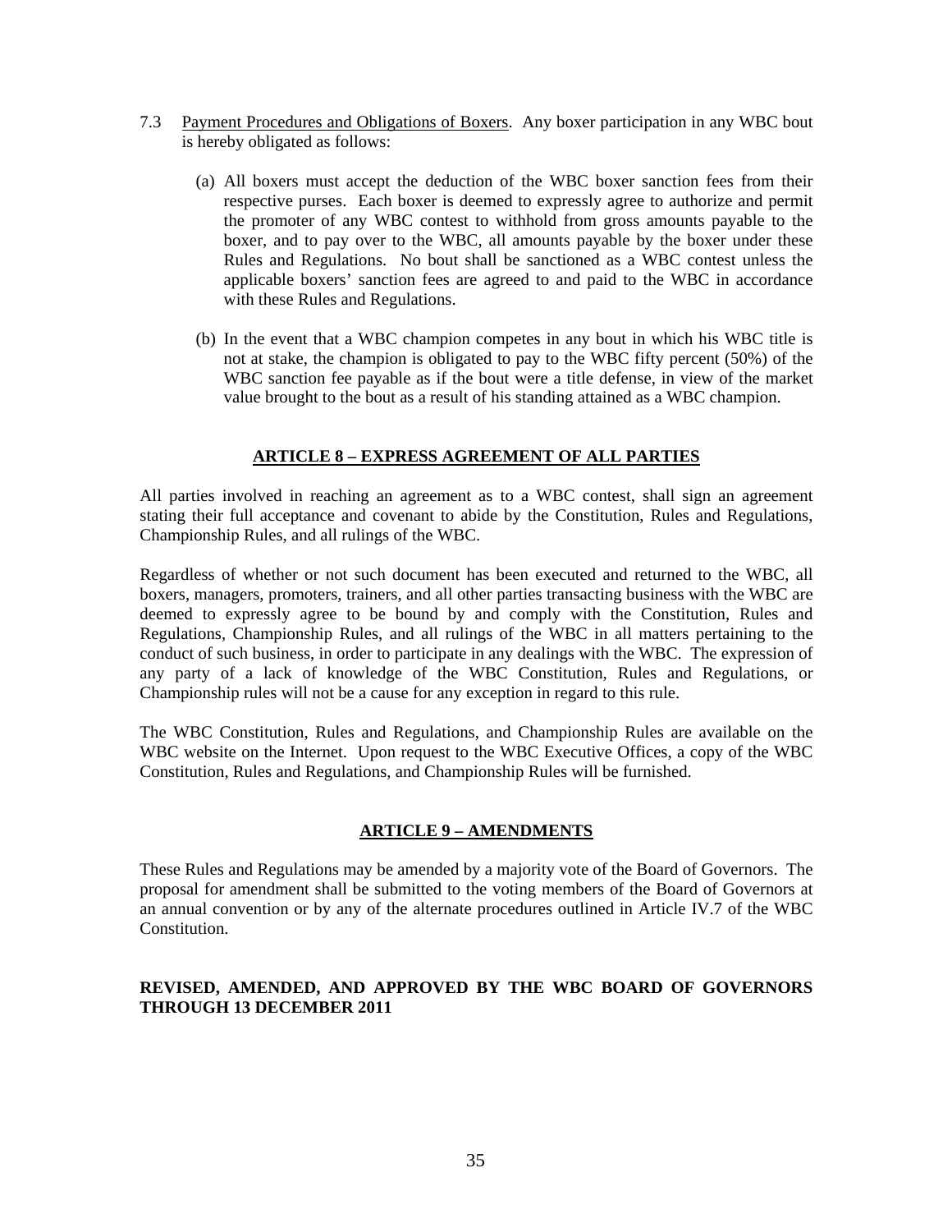7.3 <u>Payment Procedures and Obligations of Boxers</u>. Any boxer participation in any WBC bout is hereby obligated as follows:

(a) All boxers must accept the deduction of the WBC boxer sanction fees from their respective purses. Each boxer is deemed to expressly agree to authorize and permit the promoter of any WBC contest to withhold from gross amounts payable to the boxer, and to pay over to the WBC, all amounts payable by the boxer under these Rules and Regulations. No bout shall be sanctioned as a WBC contest unless the applicable boxers' sanction fees are agreed to and paid to the WBC in accordance with these Rules and Regulations.

(b) In the event that a WBC champion competes in any bout in which his WBC title is not at stake, the champion is obligated to pay to the WBC fifty percent (50%) of the WBC sanction fee payable as if the bout were a title defense, in view of the market value brought to the bout as a result of his standing attained as a WBC champion.

## ARTICLE 8 – EXPRESS AGREEMENT OF ALL PARTIES

All parties involved in reaching an agreement as to a WBC contest, shall sign an agreement stating their full acceptance and covenant to abide by the Constitution, Rules and Regulations, Championship Rules, and all rulings of the WBC.

Regardless of whether or not such document has been executed and returned to the WBC, all boxers, managers, promoters, trainers, and all other parties transacting business with the WBC are deemed to expressly agree to be bound by and comply with the Constitution, Rules and Regulations, Championship Rules, and all rulings of the WBC in all matters pertaining to the conduct of such business, in order to participate in any dealings with the WBC. The expression of any party of a lack of knowledge of the WBC Constitution, Rules and Regulations, or Championship rules will not be a cause for any exception in regard to this rule.

The WBC Constitution, Rules and Regulations, and Championship Rules are available on the WBC website on the Internet. Upon request to the WBC Executive Offices, a copy of the WBC Constitution, Rules and Regulations, and Championship Rules will be furnished.

## ARTICLE 9 – AMENDMENTS

These Rules and Regulations may be amended by a majority vote of the Board of Governors. The proposal for amendment shall be submitted to the voting members of the Board of Governors at an annual convention or by any of the alternate procedures outlined in Article IV.7 of the WBC Constitution.

**REVISED, AMENDED, AND APPROVED BY THE WBC BOARD OF GOVERNORS THROUGH 13 DECEMBER 2011**